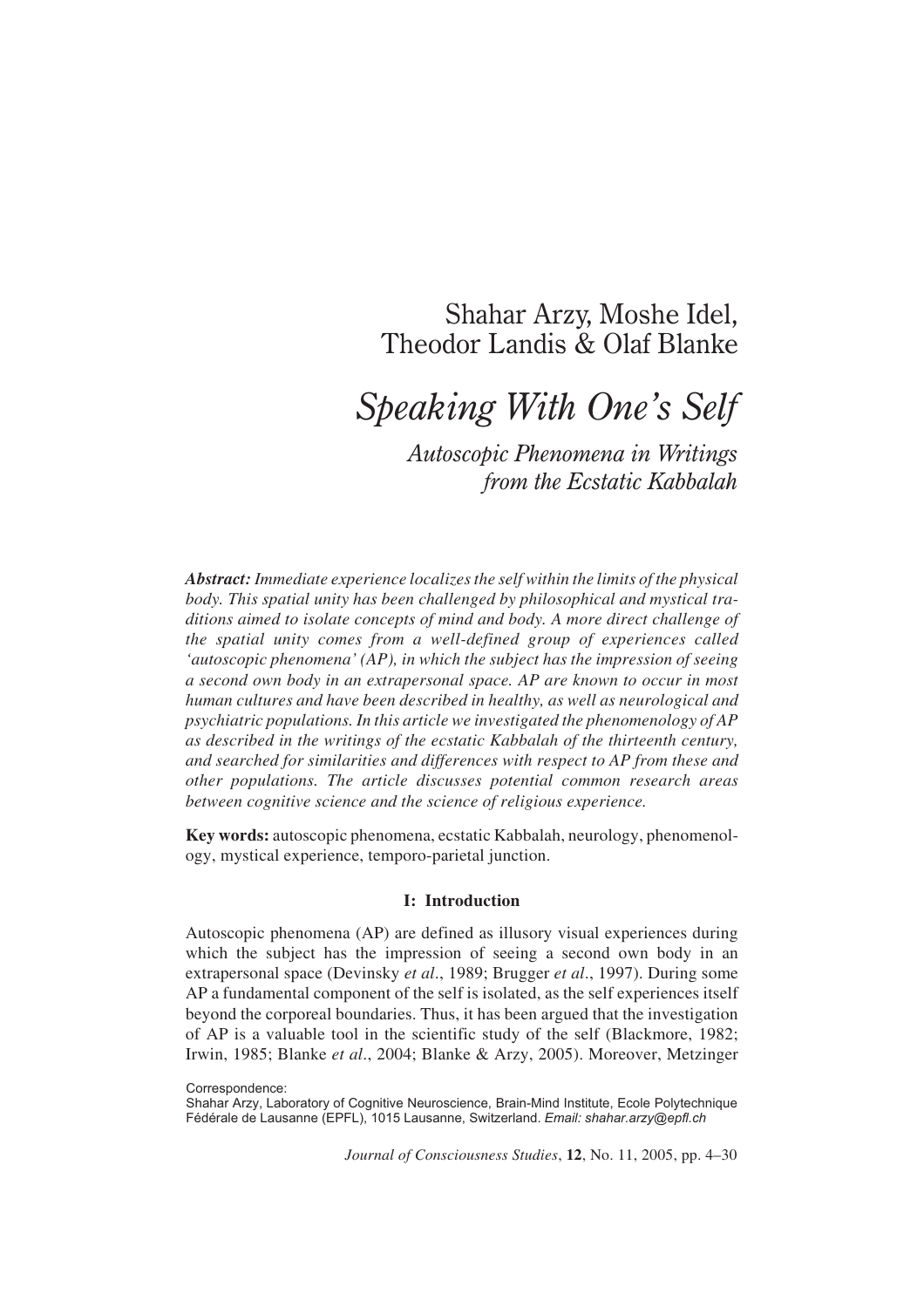Shahar Arzy, Moshe Idel,
Theodor Landis & Olaf Blanke

# *Speaking With One's Self*

## *Autoscopic Phenomena in Writings from the Ecstatic Kabbalah*

***Abstract:*** *Immediate experience localizes the self within the limits of the physical body. This spatial unity has been challenged by philosophical and mystical traditions aimed to isolate concepts of mind and body. A more direct challenge of the spatial unity comes from a well-defined group of experiences called 'autoscopic phenomena' (AP), in which the subject has the impression of seeing a second own body in an extrapersonal space. AP are known to occur in most human cultures and have been described in healthy, as well as neurological and psychiatric populations. In this article we investigated the phenomenology of AP as described in the writings of the ecstatic Kabbalah of the thirteenth century, and searched for similarities and differences with respect to AP from these and other populations. The article discusses potential common research areas between cognitive science and the science of religious experience.*

**Key words:** autoscopic phenomena, ecstatic Kabbalah, neurology, phenomenology, mystical experience, temporo-parietal junction.

### I: Introduction

Autoscopic phenomena (AP) are defined as illusory visual experiences during which the subject has the impression of seeing a second own body in an extrapersonal space (Devinsky *et al*., 1989; Brugger *et al*., 1997). During some AP a fundamental component of the self is isolated, as the self experiences itself beyond the corporeal boundaries. Thus, it has been argued that the investigation of AP is a valuable tool in the scientific study of the self (Blackmore, 1982; Irwin, 1985; Blanke *et al*., 2004; Blanke & Arzy, 2005). Moreover, Metzinger

Correspondence:
Shahar Arzy, Laboratory of Cognitive Neuroscience, Brain-Mind Institute, Ecole Polytechnique Fédérale de Lausanne (EPFL), 1015 Lausanne, Switzerland. *Email: shahar.arzy@epfl.ch*

*Journal of Consciousness Studies*, **12**, No. 11, 2005, pp. 4–30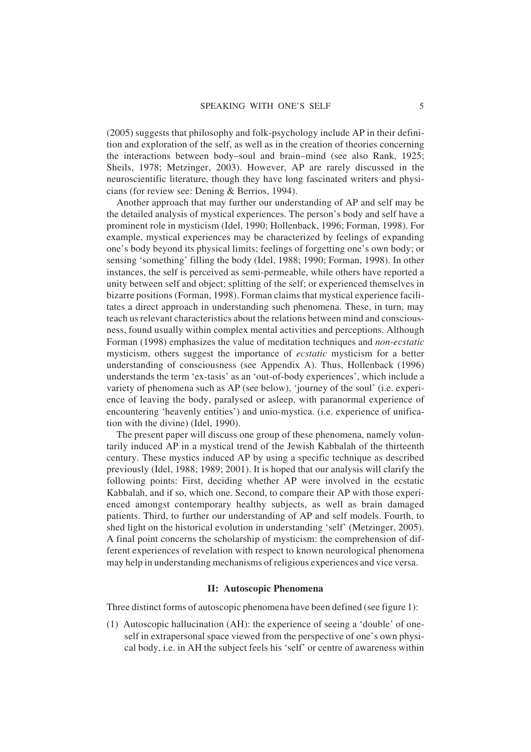(2005) suggests that philosophy and folk-psychology include AP in their definition and exploration of the self, as well as in the creation of theories concerning the interactions between body–soul and brain–mind (see also Rank, 1925; Sheils, 1978; Metzinger, 2003). However, AP are rarely discussed in the neuroscientific literature, though they have long fascinated writers and physicians (for review see: Dening & Berrios, 1994).

Another approach that may further our understanding of AP and self may be the detailed analysis of mystical experiences. The person's body and self have a prominent role in mysticism (Idel, 1990; Hollenback, 1996; Forman, 1998). For example, mystical experiences may be characterized by feelings of expanding one's body beyond its physical limits; feelings of forgetting one's own body; or sensing 'something' filling the body (Idel, 1988; 1990; Forman, 1998). In other instances, the self is perceived as semi-permeable, while others have reported a unity between self and object; splitting of the self; or experienced themselves in bizarre positions (Forman, 1998). Forman claims that mystical experience facilitates a direct approach in understanding such phenomena. These, in turn, may teach us relevant characteristics about the relations between mind and consciousness, found usually within complex mental activities and perceptions. Although Forman (1998) emphasizes the value of meditation techniques and *non-ecstatic* mysticism, others suggest the importance of *ecstatic* mysticism for a better understanding of consciousness (see Appendix A). Thus, Hollenback (1996) understands the term 'ex-tasis' as an 'out-of-body experiences', which include a variety of phenomena such as AP (see below), 'journey of the soul' (i.e. experience of leaving the body, paralysed or asleep, with paranormal experience of encountering 'heavenly entities') and unio-mystica. (i.e. experience of unification with the divine) (Idel, 1990).

The present paper will discuss one group of these phenomena, namely voluntarily induced AP in a mystical trend of the Jewish Kabbalah of the thirteenth century. These mystics induced AP by using a specific technique as described previously (Idel, 1988; 1989; 2001). It is hoped that our analysis will clarify the following points: First, deciding whether AP were involved in the ecstatic Kabbalah, and if so, which one. Second, to compare their AP with those experienced amongst contemporary healthy subjects, as well as brain damaged patients. Third, to further our understanding of AP and self models. Fourth, to shed light on the historical evolution in understanding 'self' (Metzinger, 2005). A final point concerns the scholarship of mysticism: the comprehension of different experiences of revelation with respect to known neurological phenomena may help in understanding mechanisms of religious experiences and vice versa.

## II: Autoscopic Phenomena

Three distinct forms of autoscopic phenomena have been defined (see figure 1):

(1) Autoscopic hallucination (AH): the experience of seeing a 'double' of oneself in extrapersonal space viewed from the perspective of one's own physical body, i.e. in AH the subject feels his 'self' or centre of awareness within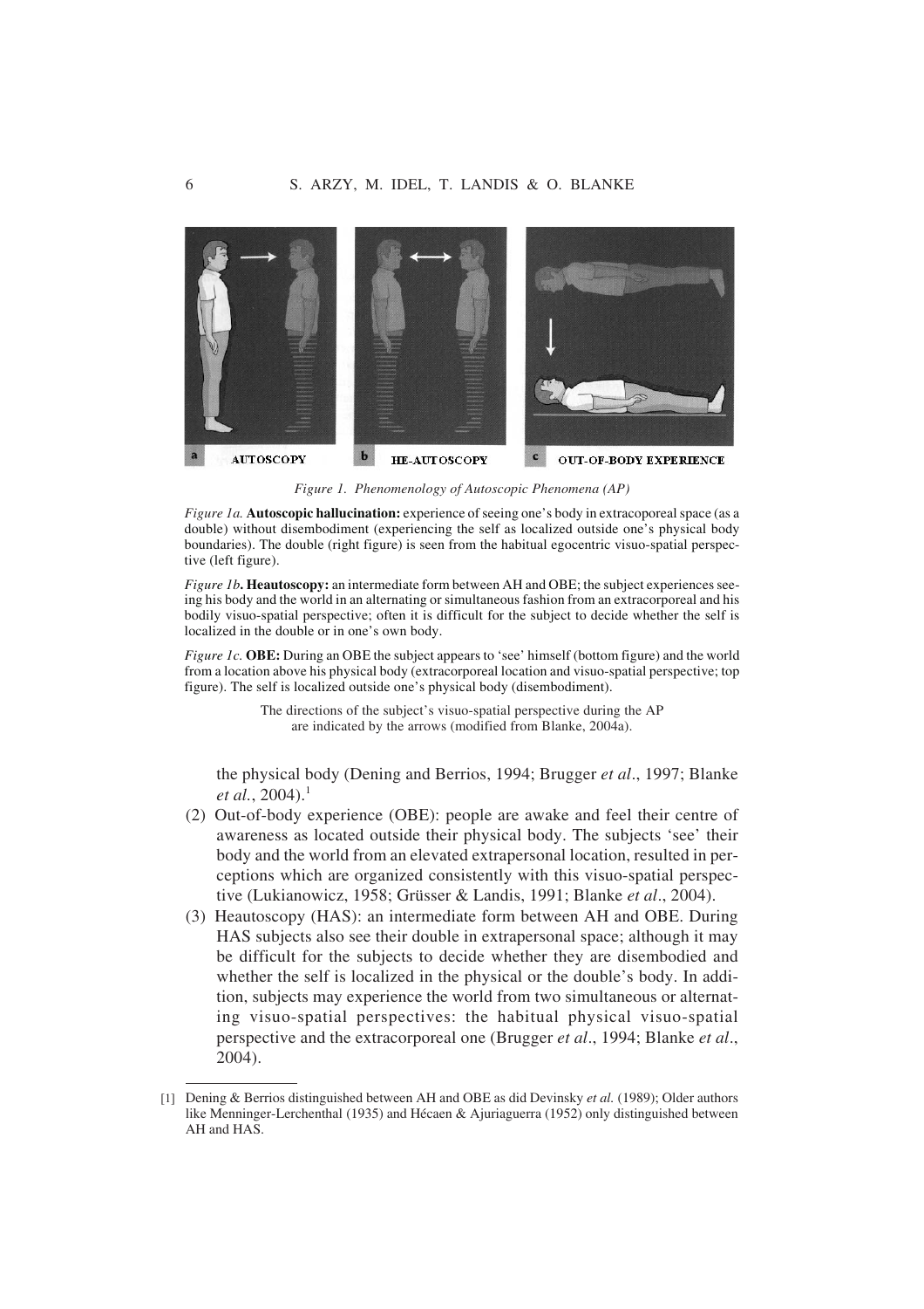Figure 1. Phenomenology of Autoscopic Phenomena (AP)

*Figure 1a.* **Autoscopic hallucination:** experience of seeing one's body in extracoporeal space (as a double) without disembodiment (experiencing the self as localized outside one's physical body boundaries). The double (right figure) is seen from the habitual egocentric visuo-spatial perspective (left figure).

*Figure 1b*. **Heautoscopy:** an intermediate form between AH and OBE; the subject experiences seeing his body and the world in an alternating or simultaneous fashion from an extracorporeal and his bodily visuo-spatial perspective; often it is difficult for the subject to decide whether the self is localized in the double or in one's own body.

*Figure 1c.* **OBE:** During an OBE the subject appears to 'see' himself (bottom figure) and the world from a location above his physical body (extracorporeal location and visuo-spatial perspective; top figure). The self is localized outside one's physical body (disembodiment).

The directions of the subject's visuo-spatial perspective during the AP are indicated by the arrows (modified from Blanke, 2004a).

the physical body (Dening and Berrios, 1994; Brugger *et al*., 1997; Blanke *et al.*, 2004).[1]

(2) Out-of-body experience (OBE): people are awake and feel their centre of awareness as located outside their physical body. The subjects 'see' their body and the world from an elevated extrapersonal location, resulted in perceptions which are organized consistently with this visuo-spatial perspective (Lukianowicz, 1958; Grüsser & Landis, 1991; Blanke *et al*., 2004).

(3) Heautoscopy (HAS): an intermediate form between AH and OBE. During HAS subjects also see their double in extrapersonal space; although it may be difficult for the subjects to decide whether they are disembodied and whether the self is localized in the physical or the double's body. In addition, subjects may experience the world from two simultaneous or alternating visuo-spatial perspectives: the habitual physical visuo-spatial perspective and the extracorporeal one (Brugger *et al*., 1994; Blanke *et al*., 2004).

[1] Dening & Berrios distinguished between AH and OBE as did Devinsky *et al.* (1989); Older authors like Menninger-Lerchenthal (1935) and Hécaen & Ajuriaguerra (1952) only distinguished between AH and HAS.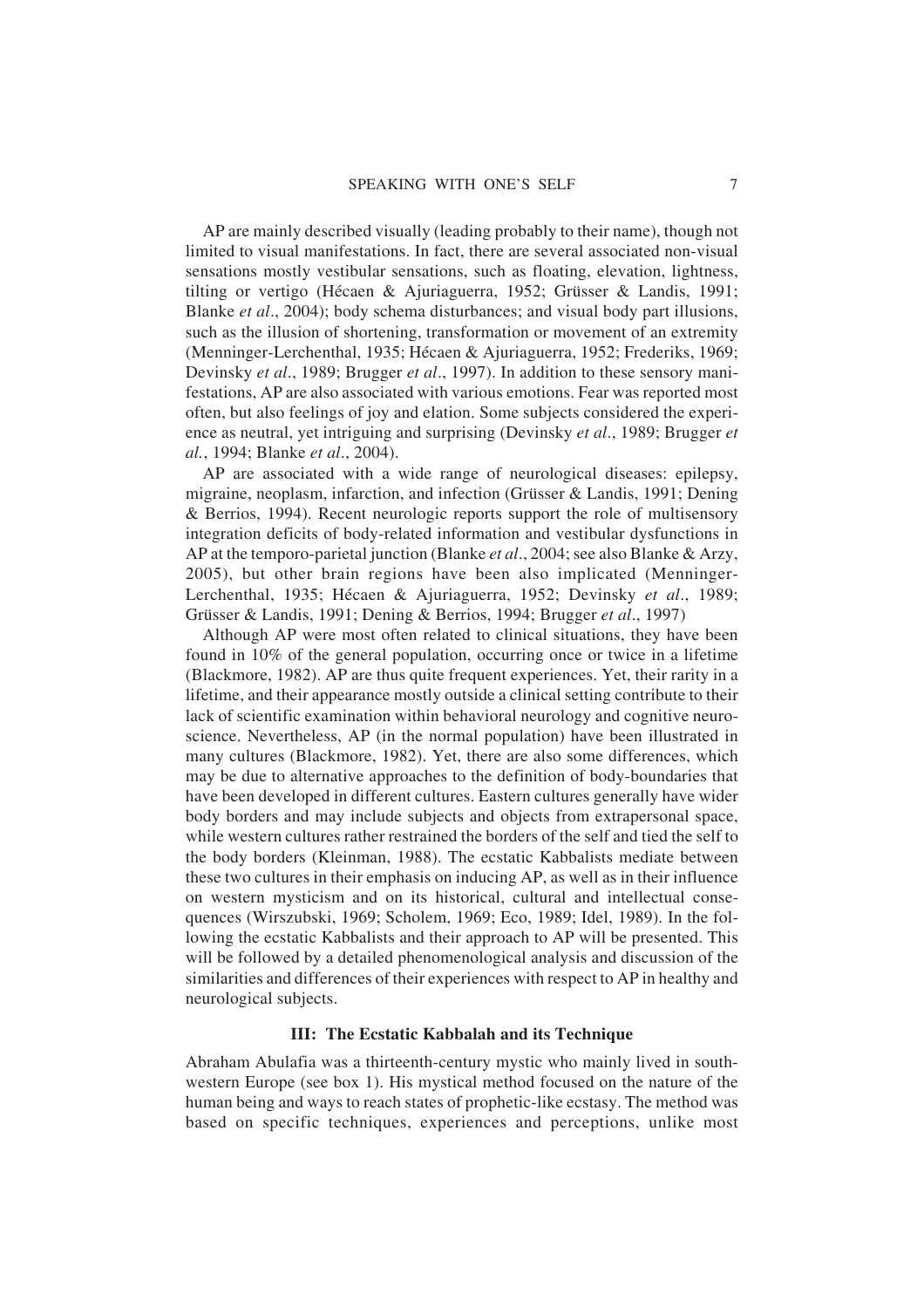AP are mainly described visually (leading probably to their name), though not limited to visual manifestations. In fact, there are several associated non-visual sensations mostly vestibular sensations, such as floating, elevation, lightness, tilting or vertigo (Hécaen & Ajuriaguerra, 1952; Grüsser & Landis, 1991; Blanke *et al*., 2004); body schema disturbances; and visual body part illusions, such as the illusion of shortening, transformation or movement of an extremity (Menninger-Lerchenthal, 1935; Hécaen & Ajuriaguerra, 1952; Frederiks, 1969; Devinsky *et al*., 1989; Brugger *et al*., 1997). In addition to these sensory manifestations, AP are also associated with various emotions. Fear was reported most often, but also feelings of joy and elation. Some subjects considered the experience as neutral, yet intriguing and surprising (Devinsky *et al*., 1989; Brugger *et al.*, 1994; Blanke *et al*., 2004).

AP are associated with a wide range of neurological diseases: epilepsy, migraine, neoplasm, infarction, and infection (Grüsser & Landis, 1991; Dening & Berrios, 1994). Recent neurologic reports support the role of multisensory integration deficits of body-related information and vestibular dysfunctions in AP at the temporo-parietal junction (Blanke *et al*., 2004; see also Blanke & Arzy, 2005), but other brain regions have been also implicated (Menninger-Lerchenthal, 1935; Hécaen & Ajuriaguerra, 1952; Devinsky *et al*., 1989; Grüsser & Landis, 1991; Dening & Berrios, 1994; Brugger *et al*., 1997)

Although AP were most often related to clinical situations, they have been found in 10% of the general population, occurring once or twice in a lifetime (Blackmore, 1982). AP are thus quite frequent experiences. Yet, their rarity in a lifetime, and their appearance mostly outside a clinical setting contribute to their lack of scientific examination within behavioral neurology and cognitive neuroscience. Nevertheless, AP (in the normal population) have been illustrated in many cultures (Blackmore, 1982). Yet, there are also some differences, which may be due to alternative approaches to the definition of body-boundaries that have been developed in different cultures. Eastern cultures generally have wider body borders and may include subjects and objects from extrapersonal space, while western cultures rather restrained the borders of the self and tied the self to the body borders (Kleinman, 1988). The ecstatic Kabbalists mediate between these two cultures in their emphasis on inducing AP, as well as in their influence on western mysticism and on its historical, cultural and intellectual consequences (Wirszubski, 1969; Scholem, 1969; Eco, 1989; Idel, 1989). In the following the ecstatic Kabbalists and their approach to AP will be presented. This will be followed by a detailed phenomenological analysis and discussion of the similarities and differences of their experiences with respect to AP in healthy and neurological subjects.

## III: The Ecstatic Kabbalah and its Technique

Abraham Abulafia was a thirteenth-century mystic who mainly lived in southwestern Europe (see box 1). His mystical method focused on the nature of the human being and ways to reach states of prophetic-like ecstasy. The method was based on specific techniques, experiences and perceptions, unlike most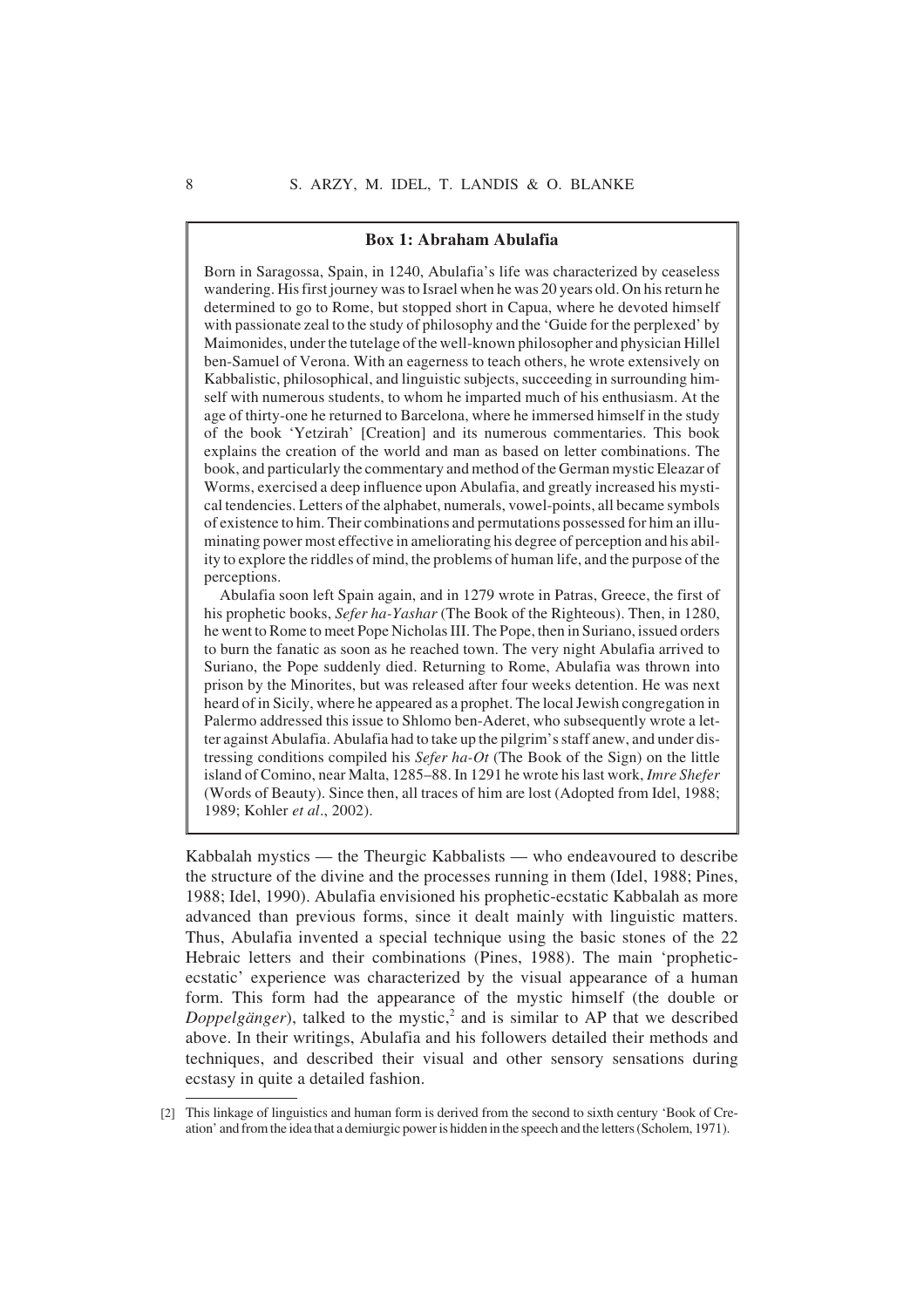**Box 1: Abraham Abulafia**

Born in Saragossa, Spain, in 1240, Abulafia's life was characterized by ceaseless wandering. His first journey was to Israel when he was 20 years old. On his return he determined to go to Rome, but stopped short in Capua, where he devoted himself with passionate zeal to the study of philosophy and the 'Guide for the perplexed' by Maimonides, under the tutelage of the well-known philosopher and physician Hillel ben-Samuel of Verona. With an eagerness to teach others, he wrote extensively on Kabbalistic, philosophical, and linguistic subjects, succeeding in surrounding himself with numerous students, to whom he imparted much of his enthusiasm. At the age of thirty-one he returned to Barcelona, where he immersed himself in the study of the book 'Yetzirah' [Creation] and its numerous commentaries. This book explains the creation of the world and man as based on letter combinations. The book, and particularly the commentary and method of the German mystic Eleazar of Worms, exercised a deep influence upon Abulafia, and greatly increased his mystical tendencies. Letters of the alphabet, numerals, vowel-points, all became symbols of existence to him. Their combinations and permutations possessed for him an illuminating power most effective in ameliorating his degree of perception and his ability to explore the riddles of mind, the problems of human life, and the purpose of the perceptions.

Abulafia soon left Spain again, and in 1279 wrote in Patras, Greece, the first of his prophetic books, *Sefer ha-Yashar* (The Book of the Righteous). Then, in 1280, he went to Rome to meet Pope Nicholas III. The Pope, then in Suriano, issued orders to burn the fanatic as soon as he reached town. The very night Abulafia arrived to Suriano, the Pope suddenly died. Returning to Rome, Abulafia was thrown into prison by the Minorites, but was released after four weeks detention. He was next heard of in Sicily, where he appeared as a prophet. The local Jewish congregation in Palermo addressed this issue to Shlomo ben-Aderet, who subsequently wrote a letter against Abulafia. Abulafia had to take up the pilgrim's staff anew, and under distressing conditions compiled his *Sefer ha-Ot* (The Book of the Sign) on the little island of Comino, near Malta, 1285–88. In 1291 he wrote his last work, *Imre Shefer* (Words of Beauty). Since then, all traces of him are lost (Adopted from Idel, 1988; 1989; Kohler *et al*., 2002).

Kabbalah mystics — the Theurgic Kabbalists — who endeavoured to describe the structure of the divine and the processes running in them (Idel, 1988; Pines, 1988; Idel, 1990). Abulafia envisioned his prophetic-ecstatic Kabbalah as more advanced than previous forms, since it dealt mainly with linguistic matters. Thus, Abulafia invented a special technique using the basic stones of the 22 Hebraic letters and their combinations (Pines, 1988). The main 'prophetic-ecstatic' experience was characterized by the visual appearance of a human form. This form had the appearance of the mystic himself (the double or *Doppelgänger*), talked to the mystic,[2] and is similar to AP that we described above. In their writings, Abulafia and his followers detailed their methods and techniques, and described their visual and other sensory sensations during ecstasy in quite a detailed fashion.

[2] This linkage of linguistics and human form is derived from the second to sixth century 'Book of Creation' and from the idea that a demiurgic power is hidden in the speech and the letters (Scholem, 1971).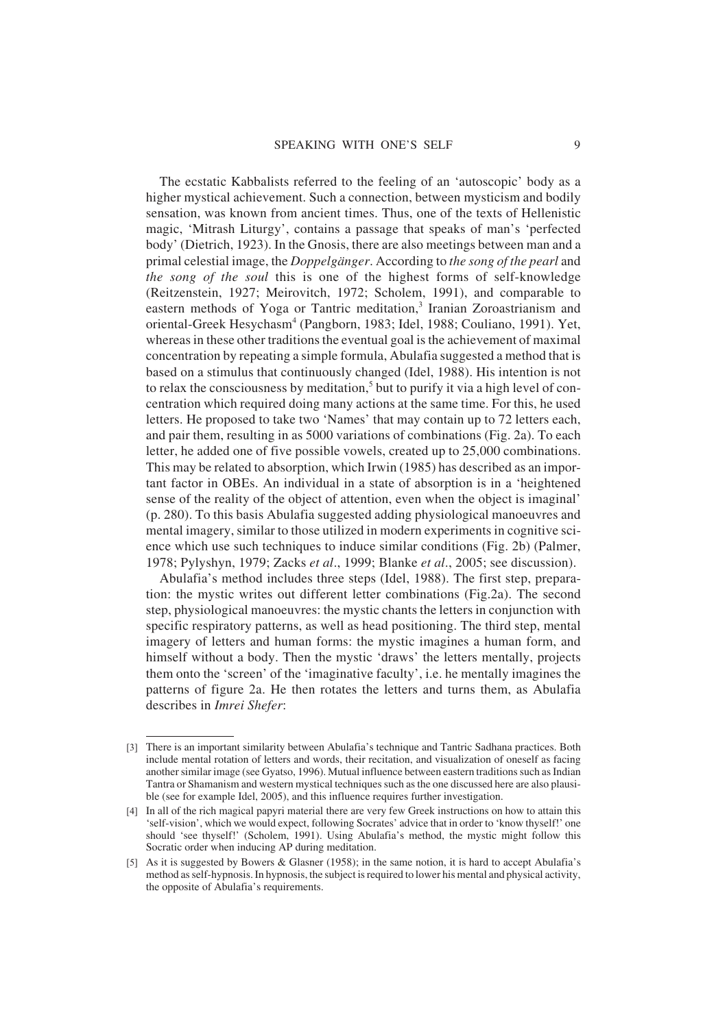The ecstatic Kabbalists referred to the feeling of an 'autoscopic' body as a higher mystical achievement. Such a connection, between mysticism and bodily sensation, was known from ancient times. Thus, one of the texts of Hellenistic magic, 'Mitrash Liturgy', contains a passage that speaks of man's 'perfected body' (Dietrich, 1923). In the Gnosis, there are also meetings between man and a primal celestial image, the *Doppelgänger*. According to *the song of the pearl* and *the song of the soul* this is one of the highest forms of self-knowledge (Reitzenstein, 1927; Meirovitch, 1972; Scholem, 1991), and comparable to eastern methods of Yoga or Tantric meditation,[3] Iranian Zoroastrianism and oriental-Greek Hesychasm[4] (Pangborn, 1983; Idel, 1988; Couliano, 1991). Yet, whereas in these other traditions the eventual goal is the achievement of maximal concentration by repeating a simple formula, Abulafia suggested a method that is based on a stimulus that continuously changed (Idel, 1988). His intention is not to relax the consciousness by meditation,[5] but to purify it via a high level of concentration which required doing many actions at the same time. For this, he used letters. He proposed to take two 'Names' that may contain up to 72 letters each, and pair them, resulting in as 5000 variations of combinations (Fig. 2a). To each letter, he added one of five possible vowels, created up to 25,000 combinations. This may be related to absorption, which Irwin (1985) has described as an important factor in OBEs. An individual in a state of absorption is in a 'heightened sense of the reality of the object of attention, even when the object is imaginal' (p. 280). To this basis Abulafia suggested adding physiological manoeuvres and mental imagery, similar to those utilized in modern experiments in cognitive science which use such techniques to induce similar conditions (Fig. 2b) (Palmer, 1978; Pylyshyn, 1979; Zacks *et al*., 1999; Blanke *et al*., 2005; see discussion).

Abulafia's method includes three steps (Idel, 1988). The first step, preparation: the mystic writes out different letter combinations (Fig.2a). The second step, physiological manoeuvres: the mystic chants the letters in conjunction with specific respiratory patterns, as well as head positioning. The third step, mental imagery of letters and human forms: the mystic imagines a human form, and himself without a body. Then the mystic 'draws' the letters mentally, projects them onto the 'screen' of the 'imaginative faculty', i.e. he mentally imagines the patterns of figure 2a. He then rotates the letters and turns them, as Abulafia describes in *Imrei Shefer*:

---

[3] There is an important similarity between Abulafia's technique and Tantric Sadhana practices. Both include mental rotation of letters and words, their recitation, and visualization of oneself as facing another similar image (see Gyatso, 1996). Mutual influence between eastern traditions such as Indian Tantra or Shamanism and western mystical techniques such as the one discussed here are also plausible (see for example Idel, 2005), and this influence requires further investigation.

[4] In all of the rich magical papyri material there are very few Greek instructions on how to attain this 'self-vision', which we would expect, following Socrates' advice that in order to 'know thyself!' one should 'see thyself!' (Scholem, 1991). Using Abulafia's method, the mystic might follow this Socratic order when inducing AP during meditation.

[5] As it is suggested by Bowers & Glasner (1958); in the same notion, it is hard to accept Abulafia's method as self-hypnosis. In hypnosis, the subject is required to lower his mental and physical activity, the opposite of Abulafia's requirements.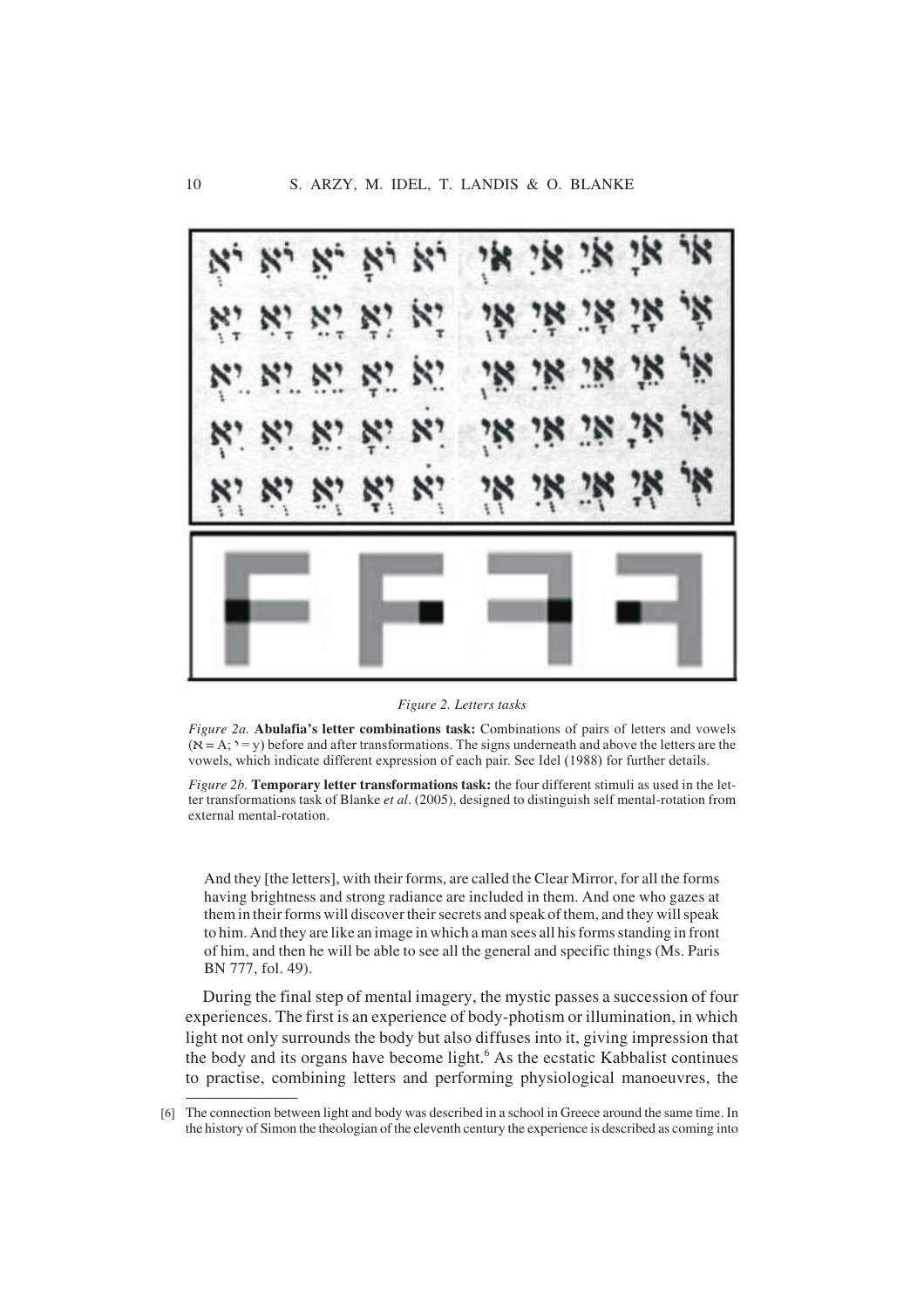*Figure 2. Letters tasks*

*Figure 2a.* **Abulafia's letter combinations task:** Combinations of pairs of letters and vowels (א = A; י = y) before and after transformations. The signs underneath and above the letters are the vowels, which indicate different expression of each pair. See Idel (1988) for further details.

*Figure 2b.* **Temporary letter transformations task:** the four different stimuli as used in the letter transformations task of Blanke *et al*. (2005), designed to distinguish self mental-rotation from external mental-rotation.

> And they [the letters], with their forms, are called the Clear Mirror, for all the forms having brightness and strong radiance are included in them. And one who gazes at them in their forms will discover their secrets and speak of them, and they will speak to him. And they are like an image in which a man sees all his forms standing in front of him, and then he will be able to see all the general and specific things (Ms. Paris BN 777, fol. 49).

During the final step of mental imagery, the mystic passes a succession of four experiences. The first is an experience of body-photism or illumination, in which light not only surrounds the body but also diffuses into it, giving impression that the body and its organs have become light.[6] As the ecstatic Kabbalist continues to practise, combining letters and performing physiological manoeuvres, the

[6] The connection between light and body was described in a school in Greece around the same time. In the history of Simon the theologian of the eleventh century the experience is described as coming into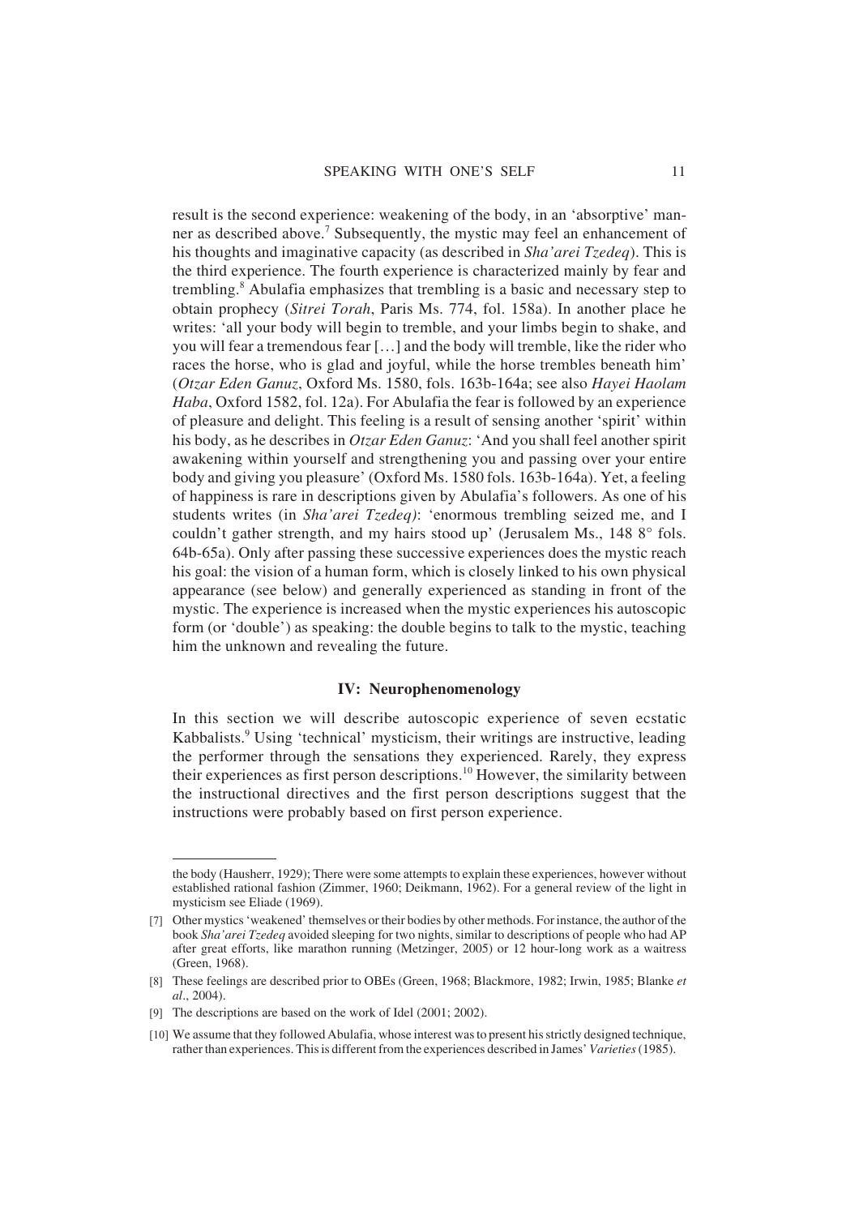result is the second experience: weakening of the body, in an 'absorptive' manner as described above.[7] Subsequently, the mystic may feel an enhancement of his thoughts and imaginative capacity (as described in *Sha'arei Tzedeq*). This is the third experience. The fourth experience is characterized mainly by fear and trembling.[8] Abulafia emphasizes that trembling is a basic and necessary step to obtain prophecy (*Sitrei Torah*, Paris Ms. 774, fol. 158a). In another place he writes: 'all your body will begin to tremble, and your limbs begin to shake, and you will fear a tremendous fear […] and the body will tremble, like the rider who races the horse, who is glad and joyful, while the horse trembles beneath him' (*Otzar Eden Ganuz*, Oxford Ms. 1580, fols. 163b-164a; see also *Hayei Haolam Haba*, Oxford 1582, fol. 12a). For Abulafia the fear is followed by an experience of pleasure and delight. This feeling is a result of sensing another 'spirit' within his body, as he describes in *Otzar Eden Ganuz*: 'And you shall feel another spirit awakening within yourself and strengthening you and passing over your entire body and giving you pleasure' (Oxford Ms. 1580 fols. 163b-164a). Yet, a feeling of happiness is rare in descriptions given by Abulafia's followers. As one of his students writes (in *Sha'arei Tzedeq)*: 'enormous trembling seized me, and I couldn't gather strength, and my hairs stood up' (Jerusalem Ms., 148 8° fols. 64b-65a). Only after passing these successive experiences does the mystic reach his goal: the vision of a human form, which is closely linked to his own physical appearance (see below) and generally experienced as standing in front of the mystic. The experience is increased when the mystic experiences his autoscopic form (or 'double') as speaking: the double begins to talk to the mystic, teaching him the unknown and revealing the future.

## IV: Neurophenomenology

In this section we will describe autoscopic experience of seven ecstatic Kabbalists.[9] Using 'technical' mysticism, their writings are instructive, leading the performer through the sensations they experienced. Rarely, they express their experiences as first person descriptions.[10] However, the similarity between the instructional directives and the first person descriptions suggest that the instructions were probably based on first person experience.

---

the body (Hausherr, 1929); There were some attempts to explain these experiences, however without established rational fashion (Zimmer, 1960; Deikmann, 1962). For a general review of the light in mysticism see Eliade (1969).

[7] Other mystics 'weakened' themselves or their bodies by other methods. For instance, the author of the book *Sha'arei Tzedeq* avoided sleeping for two nights, similar to descriptions of people who had AP after great efforts, like marathon running (Metzinger, 2005) or 12 hour-long work as a waitress (Green, 1968).

[8] These feelings are described prior to OBEs (Green, 1968; Blackmore, 1982; Irwin, 1985; Blanke *et al*., 2004).

[9] The descriptions are based on the work of Idel (2001; 2002).

[10] We assume that they followed Abulafia, whose interest was to present his strictly designed technique, rather than experiences. This is different from the experiences described in James' *Varieties* (1985).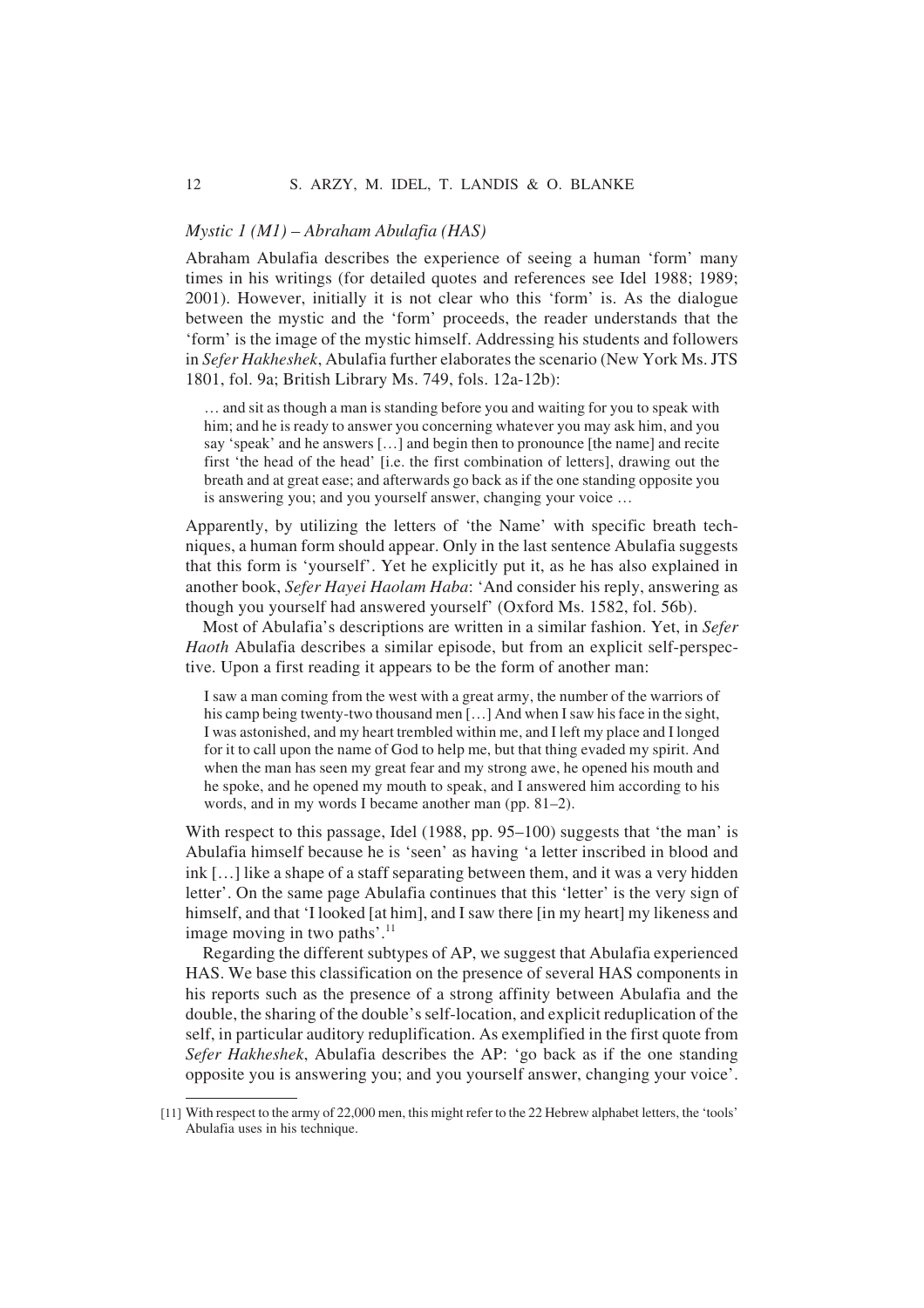*Mystic 1 (M1) – Abraham Abulafia (HAS)*

Abraham Abulafia describes the experience of seeing a human 'form' many times in his writings (for detailed quotes and references see Idel 1988; 1989; 2001). However, initially it is not clear who this 'form' is. As the dialogue between the mystic and the 'form' proceeds, the reader understands that the 'form' is the image of the mystic himself. Addressing his students and followers in *Sefer Hakheshek*, Abulafia further elaborates the scenario (New York Ms. JTS 1801, fol. 9a; British Library Ms. 749, fols. 12a-12b):

> … and sit as though a man is standing before you and waiting for you to speak with him; and he is ready to answer you concerning whatever you may ask him, and you say 'speak' and he answers […] and begin then to pronounce [the name] and recite first 'the head of the head' [i.e. the first combination of letters], drawing out the breath and at great ease; and afterwards go back as if the one standing opposite you is answering you; and you yourself answer, changing your voice …

Apparently, by utilizing the letters of 'the Name' with specific breath techniques, a human form should appear. Only in the last sentence Abulafia suggests that this form is 'yourself'. Yet he explicitly put it, as he has also explained in another book, *Sefer Hayei Haolam Haba*: 'And consider his reply, answering as though you yourself had answered yourself' (Oxford Ms. 1582, fol. 56b).

Most of Abulafia's descriptions are written in a similar fashion. Yet, in *Sefer Haoth* Abulafia describes a similar episode, but from an explicit self-perspective. Upon a first reading it appears to be the form of another man:

> I saw a man coming from the west with a great army, the number of the warriors of his camp being twenty-two thousand men […] And when I saw his face in the sight, I was astonished, and my heart trembled within me, and I left my place and I longed for it to call upon the name of God to help me, but that thing evaded my spirit. And when the man has seen my great fear and my strong awe, he opened his mouth and he spoke, and he opened my mouth to speak, and I answered him according to his words, and in my words I became another man (pp. 81–2).

With respect to this passage, Idel (1988, pp. 95–100) suggests that 'the man' is Abulafia himself because he is 'seen' as having 'a letter inscribed in blood and ink […] like a shape of a staff separating between them, and it was a very hidden letter'. On the same page Abulafia continues that this 'letter' is the very sign of himself, and that 'I looked [at him], and I saw there [in my heart] my likeness and image moving in two paths'.[11]

Regarding the different subtypes of AP, we suggest that Abulafia experienced HAS. We base this classification on the presence of several HAS components in his reports such as the presence of a strong affinity between Abulafia and the double, the sharing of the double's self-location, and explicit reduplication of the self, in particular auditory reduplication. As exemplified in the first quote from *Sefer Hakheshek*, Abulafia describes the AP: 'go back as if the one standing opposite you is answering you; and you yourself answer, changing your voice'.

[11] With respect to the army of 22,000 men, this might refer to the 22 Hebrew alphabet letters, the 'tools' Abulafia uses in his technique.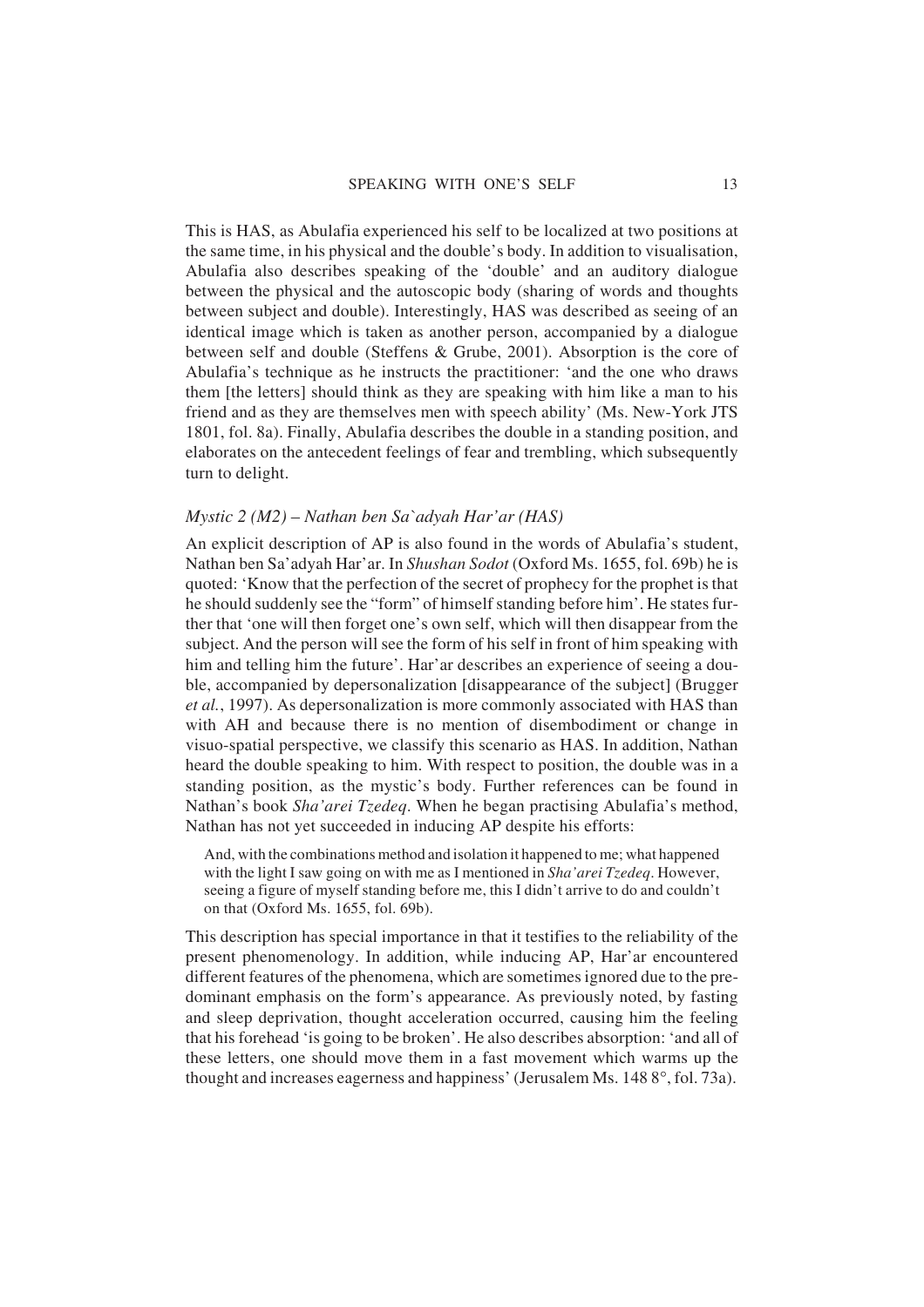This is HAS, as Abulafia experienced his self to be localized at two positions at the same time, in his physical and the double's body. In addition to visualisation, Abulafia also describes speaking of the 'double' and an auditory dialogue between the physical and the autoscopic body (sharing of words and thoughts between subject and double). Interestingly, HAS was described as seeing of an identical image which is taken as another person, accompanied by a dialogue between self and double (Steffens & Grube, 2001). Absorption is the core of Abulafia's technique as he instructs the practitioner: 'and the one who draws them [the letters] should think as they are speaking with him like a man to his friend and as they are themselves men with speech ability' (Ms. New-York JTS 1801, fol. 8a). Finally, Abulafia describes the double in a standing position, and elaborates on the antecedent feelings of fear and trembling, which subsequently turn to delight.

### *Mystic 2 (M2) – Nathan ben Sa`adyah Har'ar (HAS)*

An explicit description of AP is also found in the words of Abulafia's student, Nathan ben Sa'adyah Har'ar. In *Shushan Sodot* (Oxford Ms. 1655, fol. 69b) he is quoted: 'Know that the perfection of the secret of prophecy for the prophet is that he should suddenly see the "form" of himself standing before him'. He states further that 'one will then forget one's own self, which will then disappear from the subject. And the person will see the form of his self in front of him speaking with him and telling him the future'. Har'ar describes an experience of seeing a double, accompanied by depersonalization [disappearance of the subject] (Brugger *et al.*, 1997). As depersonalization is more commonly associated with HAS than with AH and because there is no mention of disembodiment or change in visuo-spatial perspective, we classify this scenario as HAS. In addition, Nathan heard the double speaking to him. With respect to position, the double was in a standing position, as the mystic's body. Further references can be found in Nathan's book *Sha'arei Tzedeq*. When he began practising Abulafia's method, Nathan has not yet succeeded in inducing AP despite his efforts:

> And, with the combinations method and isolation it happened to me; what happened with the light I saw going on with me as I mentioned in *Sha'arei Tzedeq*. However, seeing a figure of myself standing before me, this I didn't arrive to do and couldn't on that (Oxford Ms. 1655, fol. 69b).

This description has special importance in that it testifies to the reliability of the present phenomenology. In addition, while inducing AP, Har'ar encountered different features of the phenomena, which are sometimes ignored due to the predominant emphasis on the form's appearance. As previously noted, by fasting and sleep deprivation, thought acceleration occurred, causing him the feeling that his forehead 'is going to be broken'. He also describes absorption: 'and all of these letters, one should move them in a fast movement which warms up the thought and increases eagerness and happiness' (Jerusalem Ms. 148 8°, fol. 73a).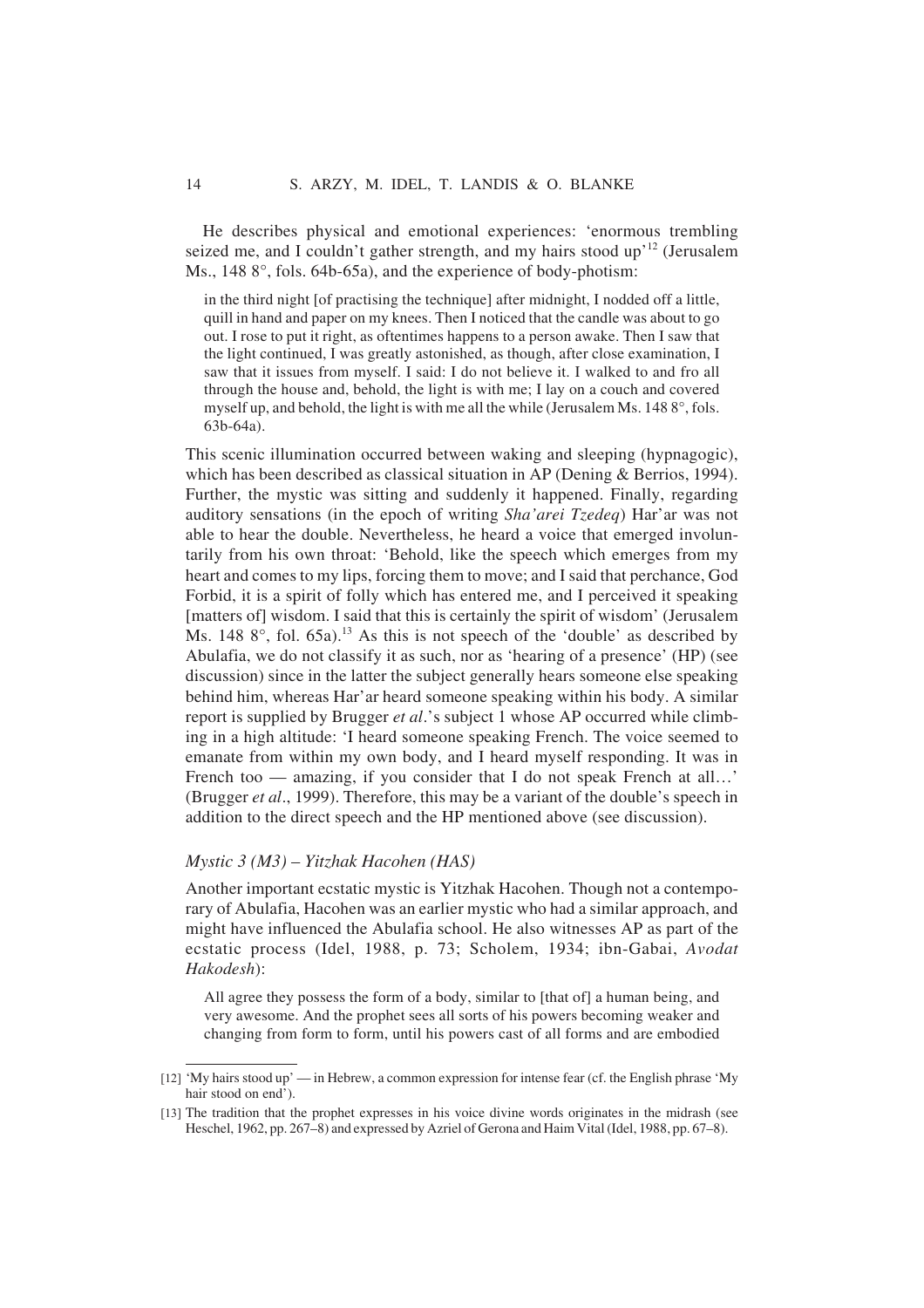He describes physical and emotional experiences: 'enormous trembling seized me, and I couldn't gather strength, and my hairs stood up'[12] (Jerusalem Ms., 148 8°, fols. 64b-65a), and the experience of body-photism:

> in the third night [of practising the technique] after midnight, I nodded off a little, quill in hand and paper on my knees. Then I noticed that the candle was about to go out. I rose to put it right, as oftentimes happens to a person awake. Then I saw that the light continued, I was greatly astonished, as though, after close examination, I saw that it issues from myself. I said: I do not believe it. I walked to and fro all through the house and, behold, the light is with me; I lay on a couch and covered myself up, and behold, the light is with me all the while (Jerusalem Ms. 148 8°, fols. 63b-64a).

This scenic illumination occurred between waking and sleeping (hypnagogic), which has been described as classical situation in AP (Dening & Berrios, 1994). Further, the mystic was sitting and suddenly it happened. Finally, regarding auditory sensations (in the epoch of writing *Sha'arei Tzedeq*) Har'ar was not able to hear the double. Nevertheless, he heard a voice that emerged involuntarily from his own throat: 'Behold, like the speech which emerges from my heart and comes to my lips, forcing them to move; and I said that perchance, God Forbid, it is a spirit of folly which has entered me, and I perceived it speaking [matters of] wisdom. I said that this is certainly the spirit of wisdom' (Jerusalem Ms. 148 8°, fol. 65a).[13] As this is not speech of the 'double' as described by Abulafia, we do not classify it as such, nor as 'hearing of a presence' (HP) (see discussion) since in the latter the subject generally hears someone else speaking behind him, whereas Har'ar heard someone speaking within his body. A similar report is supplied by Brugger *et al*.'s subject 1 whose AP occurred while climbing in a high altitude: 'I heard someone speaking French. The voice seemed to emanate from within my own body, and I heard myself responding. It was in French too — amazing, if you consider that I do not speak French at all…' (Brugger *et al*., 1999). Therefore, this may be a variant of the double's speech in addition to the direct speech and the HP mentioned above (see discussion).

### *Mystic 3 (M3) – Yitzhak Hacohen (HAS)*

Another important ecstatic mystic is Yitzhak Hacohen. Though not a contemporary of Abulafia, Hacohen was an earlier mystic who had a similar approach, and might have influenced the Abulafia school. He also witnesses AP as part of the ecstatic process (Idel, 1988, p. 73; Scholem, 1934; ibn-Gabai, *Avodat Hakodesh*):

> All agree they possess the form of a body, similar to [that of] a human being, and very awesome. And the prophet sees all sorts of his powers becoming weaker and changing from form to form, until his powers cast of all forms and are embodied

---

[12] 'My hairs stood up' — in Hebrew, a common expression for intense fear (cf. the English phrase 'My hair stood on end').

[13] The tradition that the prophet expresses in his voice divine words originates in the midrash (see Heschel, 1962, pp. 267–8) and expressed by Azriel of Gerona and Haim Vital (Idel, 1988, pp. 67–8).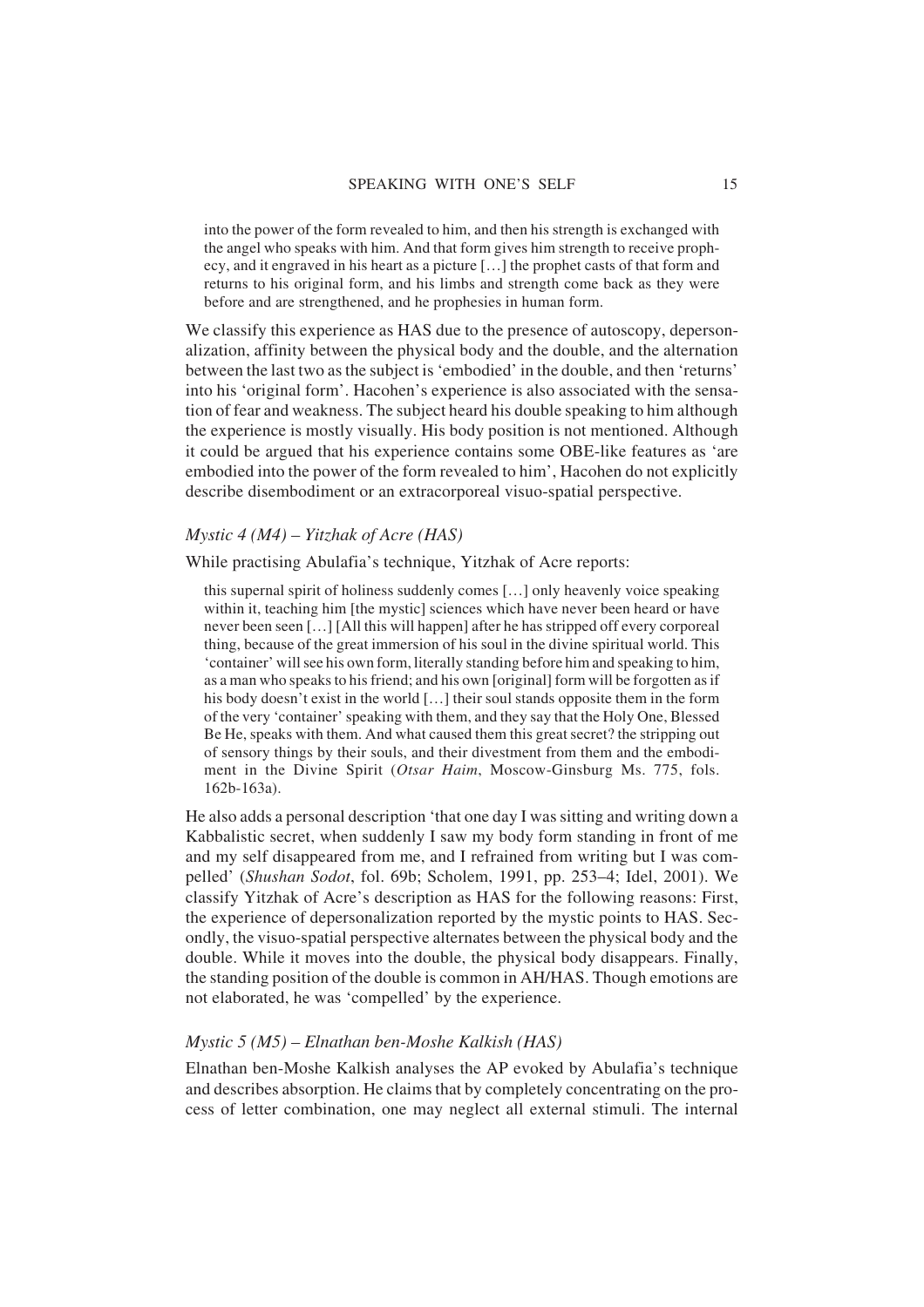> into the power of the form revealed to him, and then his strength is exchanged with the angel who speaks with him. And that form gives him strength to receive prophecy, and it engraved in his heart as a picture […] the prophet casts of that form and returns to his original form, and his limbs and strength come back as they were before and are strengthened, and he prophesies in human form.

We classify this experience as HAS due to the presence of autoscopy, depersonalization, affinity between the physical body and the double, and the alternation between the last two as the subject is 'embodied' in the double, and then 'returns' into his 'original form'. Hacohen's experience is also associated with the sensation of fear and weakness. The subject heard his double speaking to him although the experience is mostly visually. His body position is not mentioned. Although it could be argued that his experience contains some OBE-like features as 'are embodied into the power of the form revealed to him', Hacohen do not explicitly describe disembodiment or an extracorporeal visuo-spatial perspective.

### *Mystic 4 (M4) – Yitzhak of Acre (HAS)*

While practising Abulafia's technique, Yitzhak of Acre reports:

> this supernal spirit of holiness suddenly comes […] only heavenly voice speaking within it, teaching him [the mystic] sciences which have never been heard or have never been seen […] [All this will happen] after he has stripped off every corporeal thing, because of the great immersion of his soul in the divine spiritual world. This 'container' will see his own form, literally standing before him and speaking to him, as a man who speaks to his friend; and his own [original] form will be forgotten as if his body doesn't exist in the world […] their soul stands opposite them in the form of the very 'container' speaking with them, and they say that the Holy One, Blessed Be He, speaks with them. And what caused them this great secret? the stripping out of sensory things by their souls, and their divestment from them and the embodiment in the Divine Spirit (*Otsar Haim*, Moscow-Ginsburg Ms. 775, fols. 162b-163a).

He also adds a personal description 'that one day I was sitting and writing down a Kabbalistic secret, when suddenly I saw my body form standing in front of me and my self disappeared from me, and I refrained from writing but I was compelled' (*Shushan Sodot*, fol. 69b; Scholem, 1991, pp. 253–4; Idel, 2001). We classify Yitzhak of Acre's description as HAS for the following reasons: First, the experience of depersonalization reported by the mystic points to HAS. Secondly, the visuo-spatial perspective alternates between the physical body and the double. While it moves into the double, the physical body disappears. Finally, the standing position of the double is common in AH/HAS. Though emotions are not elaborated, he was 'compelled' by the experience.

### *Mystic 5 (M5) – Elnathan ben-Moshe Kalkish (HAS)*

Elnathan ben-Moshe Kalkish analyses the AP evoked by Abulafia's technique and describes absorption. He claims that by completely concentrating on the process of letter combination, one may neglect all external stimuli. The internal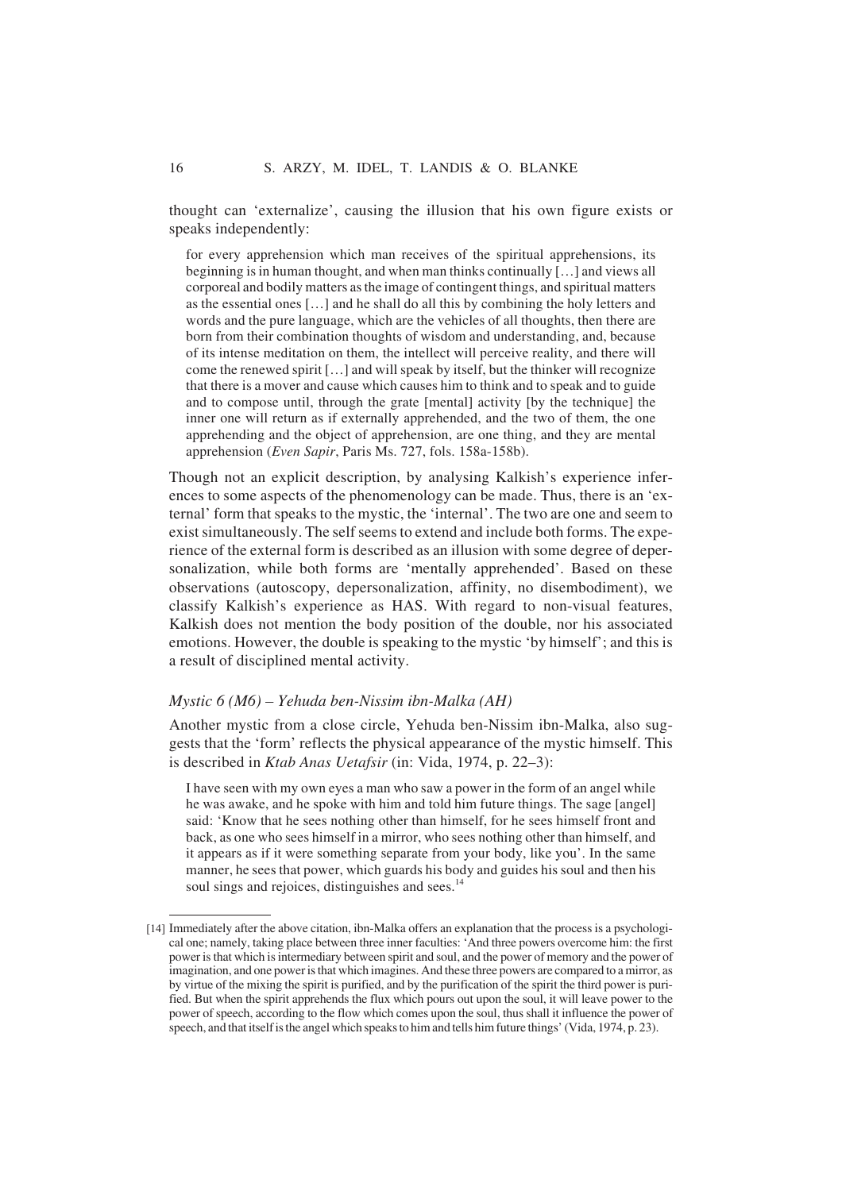thought can 'externalize', causing the illusion that his own figure exists or speaks independently:

> for every apprehension which man receives of the spiritual apprehensions, its beginning is in human thought, and when man thinks continually […] and views all corporeal and bodily matters as the image of contingent things, and spiritual matters as the essential ones […] and he shall do all this by combining the holy letters and words and the pure language, which are the vehicles of all thoughts, then there are born from their combination thoughts of wisdom and understanding, and, because of its intense meditation on them, the intellect will perceive reality, and there will come the renewed spirit […] and will speak by itself, but the thinker will recognize that there is a mover and cause which causes him to think and to speak and to guide and to compose until, through the grate [mental] activity [by the technique] the inner one will return as if externally apprehended, and the two of them, the one apprehending and the object of apprehension, are one thing, and they are mental apprehension (*Even Sapir*, Paris Ms. 727, fols. 158a-158b).

Though not an explicit description, by analysing Kalkish's experience inferences to some aspects of the phenomenology can be made. Thus, there is an 'external' form that speaks to the mystic, the 'internal'. The two are one and seem to exist simultaneously. The self seems to extend and include both forms. The experience of the external form is described as an illusion with some degree of depersonalization, while both forms are 'mentally apprehended'. Based on these observations (autoscopy, depersonalization, affinity, no disembodiment), we classify Kalkish's experience as HAS. With regard to non-visual features, Kalkish does not mention the body position of the double, nor his associated emotions. However, the double is speaking to the mystic 'by himself'; and this is a result of disciplined mental activity.

### *Mystic 6 (M6) – Yehuda ben-Nissim ibn-Malka (AH)*

Another mystic from a close circle, Yehuda ben-Nissim ibn-Malka, also suggests that the 'form' reflects the physical appearance of the mystic himself. This is described in *Ktab Anas Uetafsir* (in: Vida, 1974, p. 22–3):

> I have seen with my own eyes a man who saw a power in the form of an angel while he was awake, and he spoke with him and told him future things. The sage [angel] said: 'Know that he sees nothing other than himself, for he sees himself front and back, as one who sees himself in a mirror, who sees nothing other than himself, and it appears as if it were something separate from your body, like you'. In the same manner, he sees that power, which guards his body and guides his soul and then his soul sings and rejoices, distinguishes and sees.[14]

[14] Immediately after the above citation, ibn-Malka offers an explanation that the process is a psychological one; namely, taking place between three inner faculties: 'And three powers overcome him: the first power is that which is intermediary between spirit and soul, and the power of memory and the power of imagination, and one power is that which imagines. And these three powers are compared to a mirror, as by virtue of the mixing the spirit is purified, and by the purification of the spirit the third power is purified. But when the spirit apprehends the flux which pours out upon the soul, it will leave power to the power of speech, according to the flow which comes upon the soul, thus shall it influence the power of speech, and that itself is the angel which speaks to him and tells him future things' (Vida, 1974, p. 23).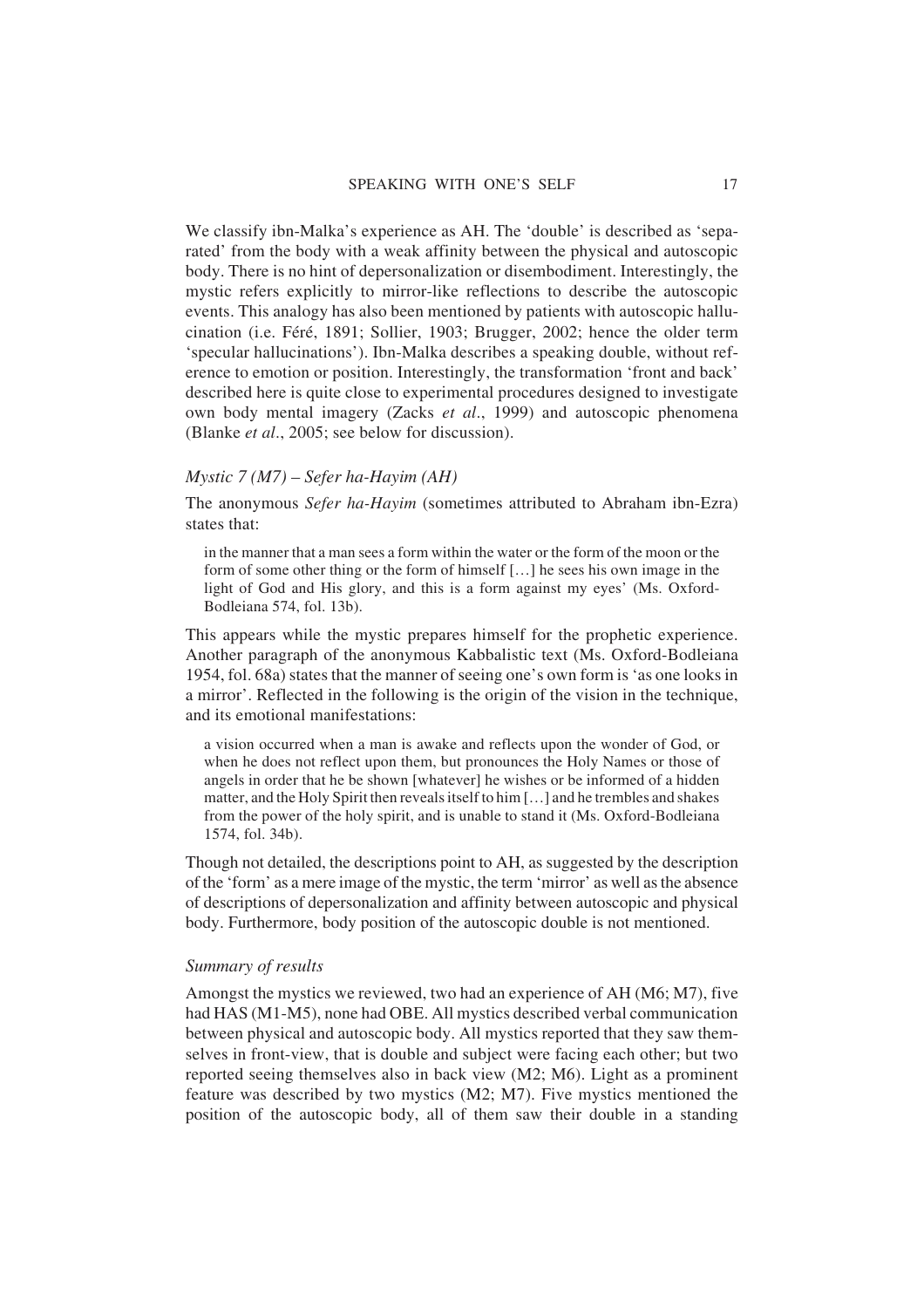We classify ibn-Malka's experience as AH. The 'double' is described as 'separated' from the body with a weak affinity between the physical and autoscopic body. There is no hint of depersonalization or disembodiment. Interestingly, the mystic refers explicitly to mirror-like reflections to describe the autoscopic events. This analogy has also been mentioned by patients with autoscopic hallucination (i.e. Féré, 1891; Sollier, 1903; Brugger, 2002; hence the older term 'specular hallucinations'). Ibn-Malka describes a speaking double, without reference to emotion or position. Interestingly, the transformation 'front and back' described here is quite close to experimental procedures designed to investigate own body mental imagery (Zacks *et al*., 1999) and autoscopic phenomena (Blanke *et al*., 2005; see below for discussion).

### *Mystic 7 (M7) – Sefer ha-Hayim (AH)*

The anonymous *Sefer ha-Hayim* (sometimes attributed to Abraham ibn-Ezra) states that:

> in the manner that a man sees a form within the water or the form of the moon or the form of some other thing or the form of himself […] he sees his own image in the light of God and His glory, and this is a form against my eyes' (Ms. Oxford-Bodleiana 574, fol. 13b).

This appears while the mystic prepares himself for the prophetic experience. Another paragraph of the anonymous Kabbalistic text (Ms. Oxford-Bodleiana 1954, fol. 68a) states that the manner of seeing one's own form is 'as one looks in a mirror'. Reflected in the following is the origin of the vision in the technique, and its emotional manifestations:

> a vision occurred when a man is awake and reflects upon the wonder of God, or when he does not reflect upon them, but pronounces the Holy Names or those of angels in order that he be shown [whatever] he wishes or be informed of a hidden matter, and the Holy Spirit then reveals itself to him […] and he trembles and shakes from the power of the holy spirit, and is unable to stand it (Ms. Oxford-Bodleiana 1574, fol. 34b).

Though not detailed, the descriptions point to AH, as suggested by the description of the 'form' as a mere image of the mystic, the term 'mirror' as well as the absence of descriptions of depersonalization and affinity between autoscopic and physical body. Furthermore, body position of the autoscopic double is not mentioned.

### *Summary of results*

Amongst the mystics we reviewed, two had an experience of AH (M6; M7), five had HAS (M1-M5), none had OBE. All mystics described verbal communication between physical and autoscopic body. All mystics reported that they saw themselves in front-view, that is double and subject were facing each other; but two reported seeing themselves also in back view (M2; M6). Light as a prominent feature was described by two mystics (M2; M7). Five mystics mentioned the position of the autoscopic body, all of them saw their double in a standing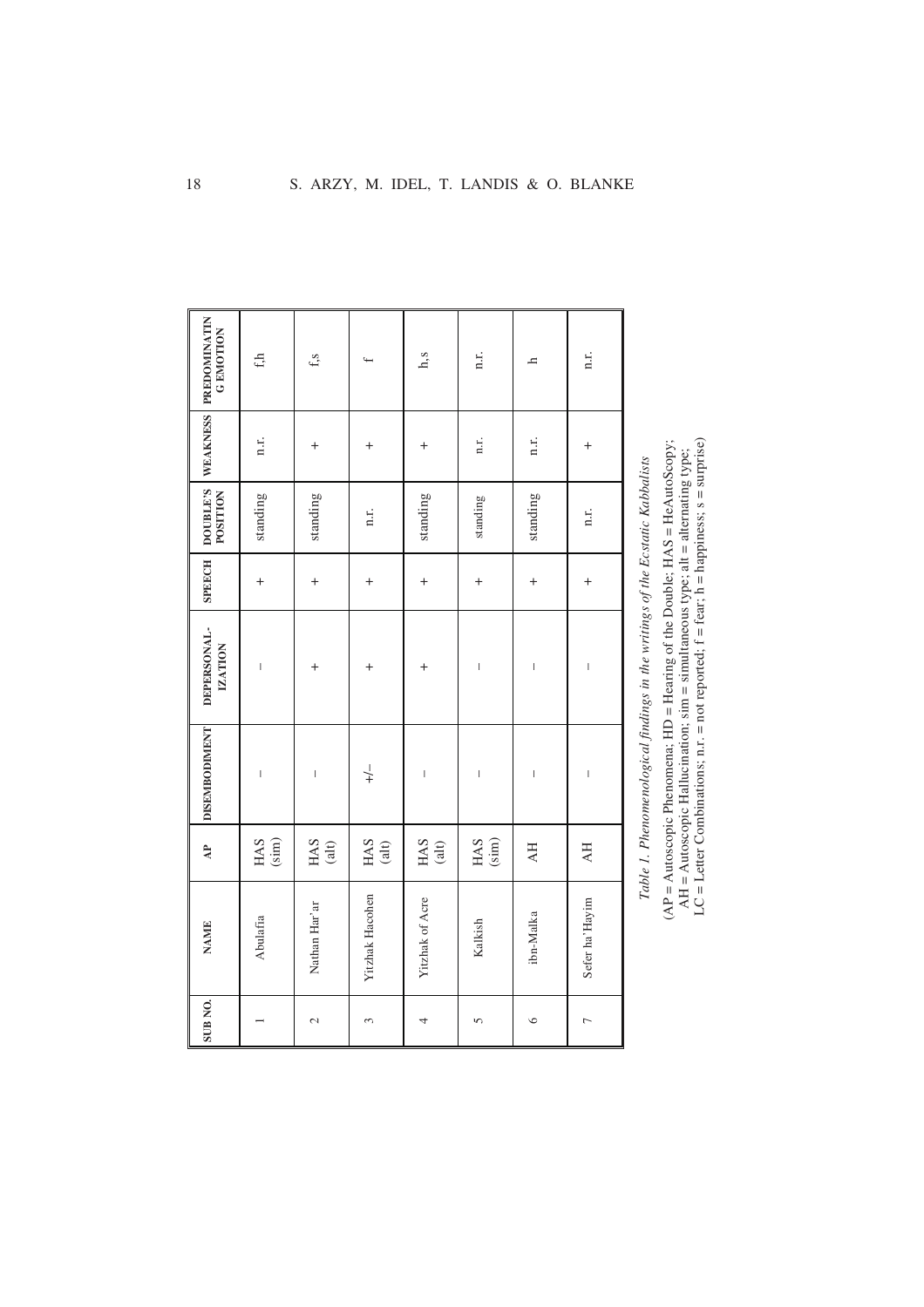| SUB NO. | NAME | AP | DISEMBODIMENT | DEPERSONAL-IZATION | SPEECH | DOUBLE'S POSITION | WEAKNESS | PREDOMINATING EMOTION |
|---|---|---|---|---|---|---|---|---|
| 1 | Abulafia | HAS (sim) | – | – | + | standing | n.r. | f,h |
| 2 | Nathan Har'ar | HAS (alt) | – | + | + | standing | + | f,s |
| 3 | Yitzhak Hacohen | HAS (alt) | +/– | + | + | n.r. | + | f |
| 4 | Yitzhak of Acre | HAS (alt) | – | + | + | standing | + | h,s |
| 5 | Kalkish | HAS (sim) | – | – | + | standing | n.r. | n.r. |
| 6 | ibn-Malka | AH | – | – | + | standing | n.r. | h |
| 7 | Sefer ha'Hayim | AH | – | – | + | n.r. | + | n.r. |

*Table 1. Phenomenological findings in the writings of the Ecstatic Kabbalists*

(AP = Autoscopic Phenomena; HD = Hearing of the Double; HAS = HeAutoScopy;
AH = Autoscopic Hallucination; sim = simultaneous type; alt = alternating type;
LC = Letter Combinations; n.r. = not reported; f = fear; h = happiness; s = surprise)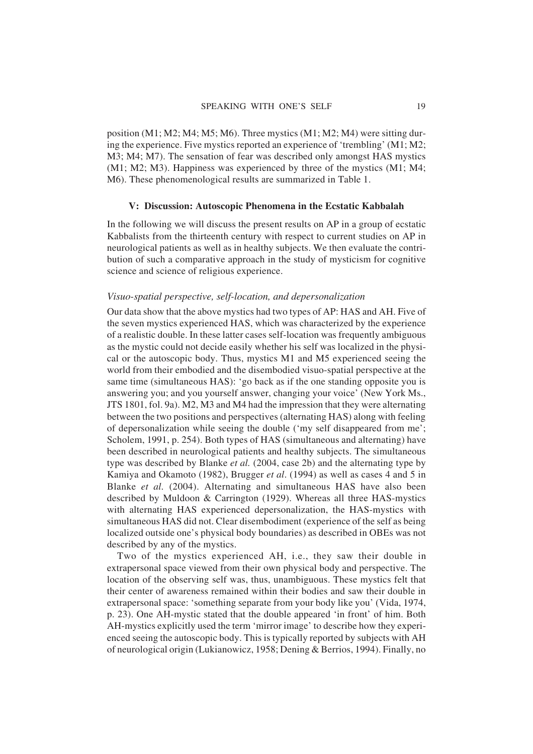position (M1; M2; M4; M5; M6). Three mystics (M1; M2; M4) were sitting during the experience. Five mystics reported an experience of 'trembling' (M1; M2; M3; M4; M7). The sensation of fear was described only amongst HAS mystics (M1; M2; M3). Happiness was experienced by three of the mystics (M1; M4; M6). These phenomenological results are summarized in Table 1.

## V: Discussion: Autoscopic Phenomena in the Ecstatic Kabbalah

In the following we will discuss the present results on AP in a group of ecstatic Kabbalists from the thirteenth century with respect to current studies on AP in neurological patients as well as in healthy subjects. We then evaluate the contribution of such a comparative approach in the study of mysticism for cognitive science and science of religious experience.

### *Visuo-spatial perspective, self-location, and depersonalization*

Our data show that the above mystics had two types of AP: HAS and AH. Five of the seven mystics experienced HAS, which was characterized by the experience of a realistic double. In these latter cases self-location was frequently ambiguous as the mystic could not decide easily whether his self was localized in the physical or the autoscopic body. Thus, mystics M1 and M5 experienced seeing the world from their embodied and the disembodied visuo-spatial perspective at the same time (simultaneous HAS): 'go back as if the one standing opposite you is answering you; and you yourself answer, changing your voice' (New York Ms., JTS 1801, fol. 9a). M2, M3 and M4 had the impression that they were alternating between the two positions and perspectives (alternating HAS) along with feeling of depersonalization while seeing the double ('my self disappeared from me'; Scholem, 1991, p. 254). Both types of HAS (simultaneous and alternating) have been described in neurological patients and healthy subjects. The simultaneous type was described by Blanke *et al.* (2004, case 2b) and the alternating type by Kamiya and Okamoto (1982), Brugger *et al*. (1994) as well as cases 4 and 5 in Blanke *et al*. (2004). Alternating and simultaneous HAS have also been described by Muldoon & Carrington (1929). Whereas all three HAS-mystics with alternating HAS experienced depersonalization, the HAS-mystics with simultaneous HAS did not. Clear disembodiment (experience of the self as being localized outside one's physical body boundaries) as described in OBEs was not described by any of the mystics.

Two of the mystics experienced AH, i.e., they saw their double in extrapersonal space viewed from their own physical body and perspective. The location of the observing self was, thus, unambiguous. These mystics felt that their center of awareness remained within their bodies and saw their double in extrapersonal space: 'something separate from your body like you' (Vida, 1974, p. 23). One AH-mystic stated that the double appeared 'in front' of him. Both AH-mystics explicitly used the term 'mirror image' to describe how they experienced seeing the autoscopic body. This is typically reported by subjects with AH of neurological origin (Lukianowicz, 1958; Dening & Berrios, 1994). Finally, no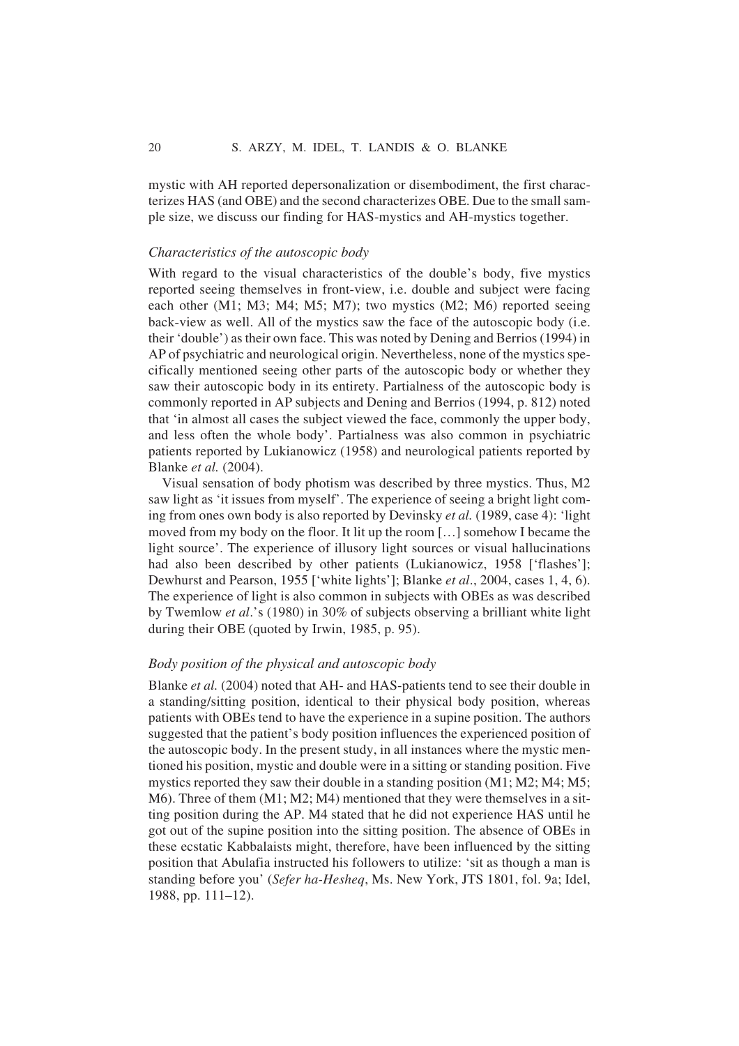mystic with AH reported depersonalization or disembodiment, the first characterizes HAS (and OBE) and the second characterizes OBE. Due to the small sample size, we discuss our finding for HAS-mystics and AH-mystics together.

### *Characteristics of the autoscopic body*

With regard to the visual characteristics of the double's body, five mystics reported seeing themselves in front-view, i.e. double and subject were facing each other (M1; M3; M4; M5; M7); two mystics (M2; M6) reported seeing back-view as well. All of the mystics saw the face of the autoscopic body (i.e. their 'double') as their own face. This was noted by Dening and Berrios (1994) in AP of psychiatric and neurological origin. Nevertheless, none of the mystics specifically mentioned seeing other parts of the autoscopic body or whether they saw their autoscopic body in its entirety. Partialness of the autoscopic body is commonly reported in AP subjects and Dening and Berrios (1994, p. 812) noted that 'in almost all cases the subject viewed the face, commonly the upper body, and less often the whole body'. Partialness was also common in psychiatric patients reported by Lukianowicz (1958) and neurological patients reported by Blanke *et al.* (2004).

Visual sensation of body photism was described by three mystics. Thus, M2 saw light as 'it issues from myself'. The experience of seeing a bright light coming from ones own body is also reported by Devinsky *et al.* (1989, case 4): 'light moved from my body on the floor. It lit up the room […] somehow I became the light source'. The experience of illusory light sources or visual hallucinations had also been described by other patients (Lukianowicz, 1958 ['flashes']; Dewhurst and Pearson, 1955 ['white lights']; Blanke *et al*., 2004, cases 1, 4, 6). The experience of light is also common in subjects with OBEs as was described by Twemlow *et al*.'s (1980) in 30% of subjects observing a brilliant white light during their OBE (quoted by Irwin, 1985, p. 95).

### *Body position of the physical and autoscopic body*

Blanke *et al.* (2004) noted that AH- and HAS-patients tend to see their double in a standing/sitting position, identical to their physical body position, whereas patients with OBEs tend to have the experience in a supine position. The authors suggested that the patient's body position influences the experienced position of the autoscopic body. In the present study, in all instances where the mystic mentioned his position, mystic and double were in a sitting or standing position. Five mystics reported they saw their double in a standing position (M1; M2; M4; M5; M6). Three of them (M1; M2; M4) mentioned that they were themselves in a sitting position during the AP. M4 stated that he did not experience HAS until he got out of the supine position into the sitting position. The absence of OBEs in these ecstatic Kabbalaists might, therefore, have been influenced by the sitting position that Abulafia instructed his followers to utilize: 'sit as though a man is standing before you' (*Sefer ha-Hesheq*, Ms. New York, JTS 1801, fol. 9a; Idel, 1988, pp. 111–12).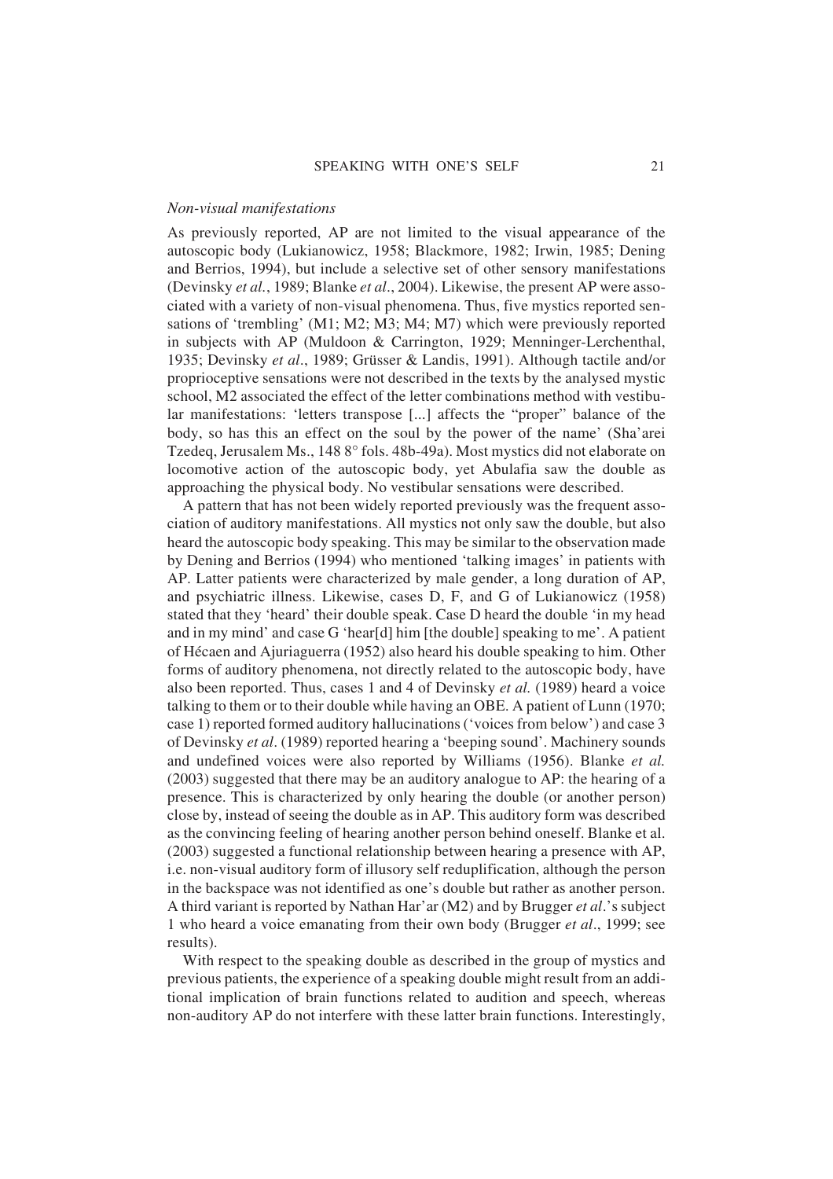*Non-visual manifestations*

As previously reported, AP are not limited to the visual appearance of the autoscopic body (Lukianowicz, 1958; Blackmore, 1982; Irwin, 1985; Dening and Berrios, 1994), but include a selective set of other sensory manifestations (Devinsky *et al.*, 1989; Blanke *et al.*, 2004). Likewise, the present AP were associated with a variety of non-visual phenomena. Thus, five mystics reported sensations of 'trembling' (M1; M2; M3; M4; M7) which were previously reported in subjects with AP (Muldoon & Carrington, 1929; Menninger-Lerchenthal, 1935; Devinsky *et al.*, 1989; Grüsser & Landis, 1991). Although tactile and/or proprioceptive sensations were not described in the texts by the analysed mystic school, M2 associated the effect of the letter combinations method with vestibular manifestations: 'letters transpose [...] affects the "proper" balance of the body, so has this an effect on the soul by the power of the name' (Sha'arei Tzedeq, Jerusalem Ms., 148 8° fols. 48b-49a). Most mystics did not elaborate on locomotive action of the autoscopic body, yet Abulafia saw the double as approaching the physical body. No vestibular sensations were described.

A pattern that has not been widely reported previously was the frequent association of auditory manifestations. All mystics not only saw the double, but also heard the autoscopic body speaking. This may be similar to the observation made by Dening and Berrios (1994) who mentioned 'talking images' in patients with AP. Latter patients were characterized by male gender, a long duration of AP, and psychiatric illness. Likewise, cases D, F, and G of Lukianowicz (1958) stated that they 'heard' their double speak. Case D heard the double 'in my head and in my mind' and case G 'hear[d] him [the double] speaking to me'. A patient of Hécaen and Ajuriaguerra (1952) also heard his double speaking to him. Other forms of auditory phenomena, not directly related to the autoscopic body, have also been reported. Thus, cases 1 and 4 of Devinsky *et al.* (1989) heard a voice talking to them or to their double while having an OBE. A patient of Lunn (1970; case 1) reported formed auditory hallucinations ('voices from below') and case 3 of Devinsky *et al*. (1989) reported hearing a 'beeping sound'. Machinery sounds and undefined voices were also reported by Williams (1956). Blanke *et al.* (2003) suggested that there may be an auditory analogue to AP: the hearing of a presence. This is characterized by only hearing the double (or another person) close by, instead of seeing the double as in AP. This auditory form was described as the convincing feeling of hearing another person behind oneself. Blanke et al. (2003) suggested a functional relationship between hearing a presence with AP, i.e. non-visual auditory form of illusory self reduplification, although the person in the backspace was not identified as one's double but rather as another person. A third variant is reported by Nathan Har'ar (M2) and by Brugger *et al*.'s subject 1 who heard a voice emanating from their own body (Brugger *et al*., 1999; see results).

With respect to the speaking double as described in the group of mystics and previous patients, the experience of a speaking double might result from an additional implication of brain functions related to audition and speech, whereas non-auditory AP do not interfere with these latter brain functions. Interestingly,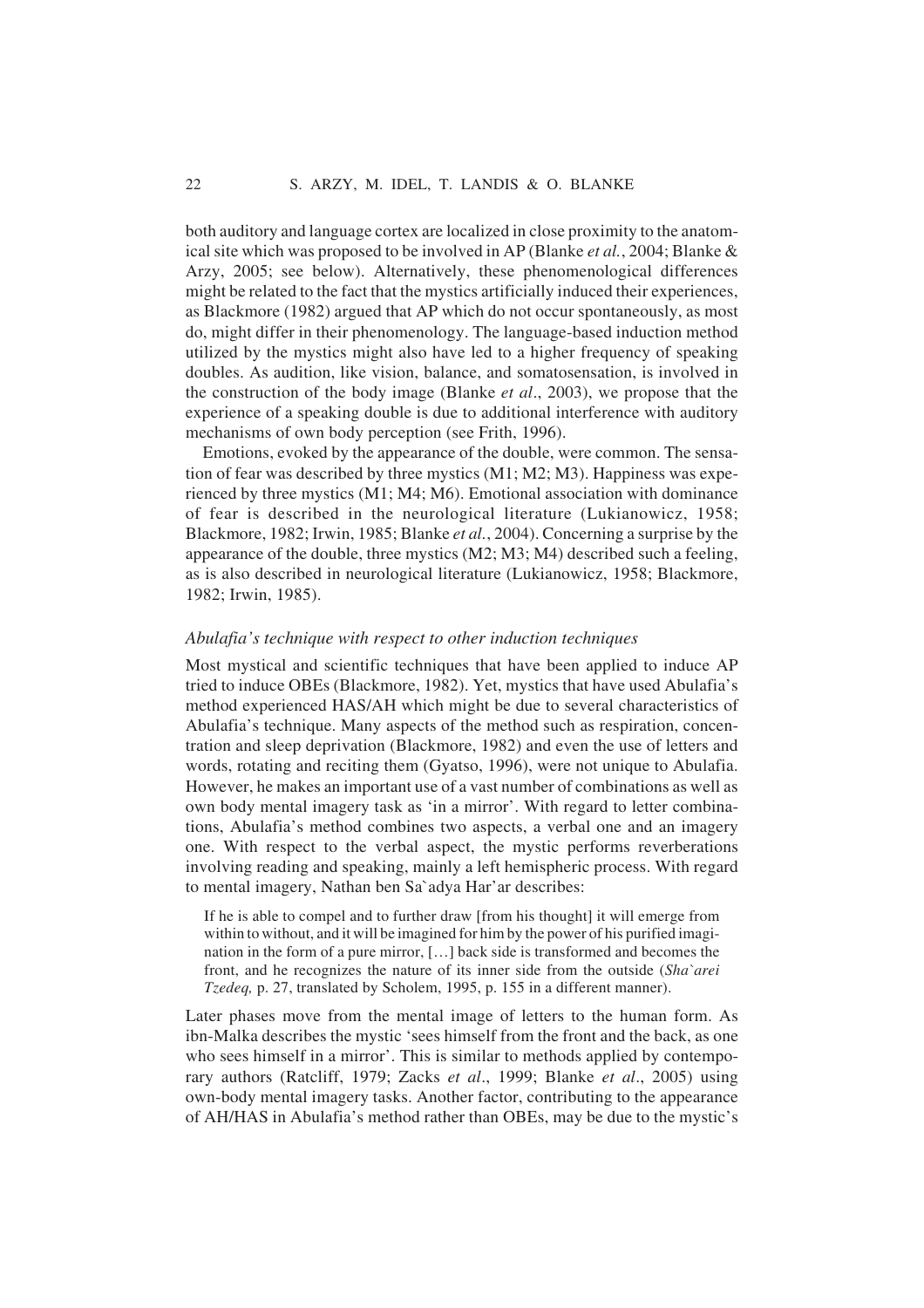both auditory and language cortex are localized in close proximity to the anatomical site which was proposed to be involved in AP (Blanke *et al.*, 2004; Blanke & Arzy, 2005; see below). Alternatively, these phenomenological differences might be related to the fact that the mystics artificially induced their experiences, as Blackmore (1982) argued that AP which do not occur spontaneously, as most do, might differ in their phenomenology. The language-based induction method utilized by the mystics might also have led to a higher frequency of speaking doubles. As audition, like vision, balance, and somatosensation, is involved in the construction of the body image (Blanke *et al*., 2003), we propose that the experience of a speaking double is due to additional interference with auditory mechanisms of own body perception (see Frith, 1996).

Emotions, evoked by the appearance of the double, were common. The sensation of fear was described by three mystics (M1; M2; M3). Happiness was experienced by three mystics (M1; M4; M6). Emotional association with dominance of fear is described in the neurological literature (Lukianowicz, 1958; Blackmore, 1982; Irwin, 1985; Blanke *et al.*, 2004). Concerning a surprise by the appearance of the double, three mystics (M2; M3; M4) described such a feeling, as is also described in neurological literature (Lukianowicz, 1958; Blackmore, 1982; Irwin, 1985).

### *Abulafia's technique with respect to other induction techniques*

Most mystical and scientific techniques that have been applied to induce AP tried to induce OBEs (Blackmore, 1982). Yet, mystics that have used Abulafia's method experienced HAS/AH which might be due to several characteristics of Abulafia's technique. Many aspects of the method such as respiration, concentration and sleep deprivation (Blackmore, 1982) and even the use of letters and words, rotating and reciting them (Gyatso, 1996), were not unique to Abulafia. However, he makes an important use of a vast number of combinations as well as own body mental imagery task as 'in a mirror'. With regard to letter combinations, Abulafia's method combines two aspects, a verbal one and an imagery one. With respect to the verbal aspect, the mystic performs reverberations involving reading and speaking, mainly a left hemispheric process. With regard to mental imagery, Nathan ben Sa`adya Har'ar describes:

> If he is able to compel and to further draw [from his thought] it will emerge from within to without, and it will be imagined for him by the power of his purified imagination in the form of a pure mirror, […] back side is transformed and becomes the front, and he recognizes the nature of its inner side from the outside (*Sha`arei Tzedeq,* p. 27, translated by Scholem, 1995, p. 155 in a different manner).

Later phases move from the mental image of letters to the human form. As ibn-Malka describes the mystic 'sees himself from the front and the back, as one who sees himself in a mirror'. This is similar to methods applied by contemporary authors (Ratcliff, 1979; Zacks *et al*., 1999; Blanke *et al*., 2005) using own-body mental imagery tasks. Another factor, contributing to the appearance of AH/HAS in Abulafia's method rather than OBEs, may be due to the mystic's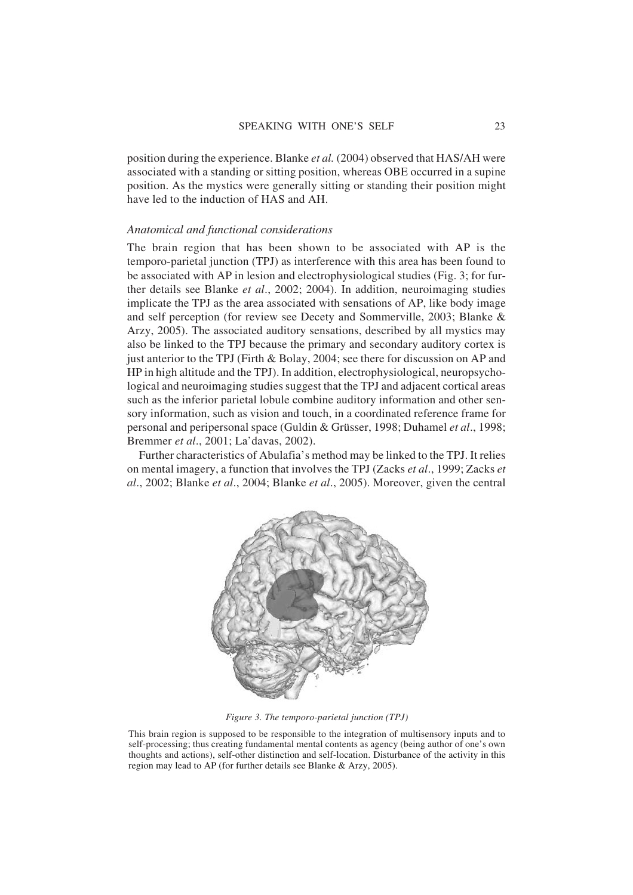position during the experience. Blanke *et al.* (2004) observed that HAS/AH were associated with a standing or sitting position, whereas OBE occurred in a supine position. As the mystics were generally sitting or standing their position might have led to the induction of HAS and AH.

### *Anatomical and functional considerations*

The brain region that has been shown to be associated with AP is the temporo-parietal junction (TPJ) as interference with this area has been found to be associated with AP in lesion and electrophysiological studies (Fig. 3; for further details see Blanke *et al*., 2002; 2004). In addition, neuroimaging studies implicate the TPJ as the area associated with sensations of AP, like body image and self perception (for review see Decety and Sommerville, 2003; Blanke & Arzy, 2005). The associated auditory sensations, described by all mystics may also be linked to the TPJ because the primary and secondary auditory cortex is just anterior to the TPJ (Firth & Bolay, 2004; see there for discussion on AP and HP in high altitude and the TPJ). In addition, electrophysiological, neuropsychological and neuroimaging studies suggest that the TPJ and adjacent cortical areas such as the inferior parietal lobule combine auditory information and other sensory information, such as vision and touch, in a coordinated reference frame for personal and peripersonal space (Guldin & Grüsser, 1998; Duhamel *et al*., 1998; Bremmer *et al*., 2001; La'davas, 2002).

Further characteristics of Abulafia's method may be linked to the TPJ. It relies on mental imagery, a function that involves the TPJ (Zacks *et al*., 1999; Zacks *et al*., 2002; Blanke *et al*., 2004; Blanke *et al*., 2005). Moreover, given the central

*Figure 3. The temporo-parietal junction (TPJ)*

This brain region is supposed to be responsible to the integration of multisensory inputs and to self-processing; thus creating fundamental mental contents as agency (being author of one's own thoughts and actions), self-other distinction and self-location. Disturbance of the activity in this region may lead to AP (for further details see Blanke & Arzy, 2005).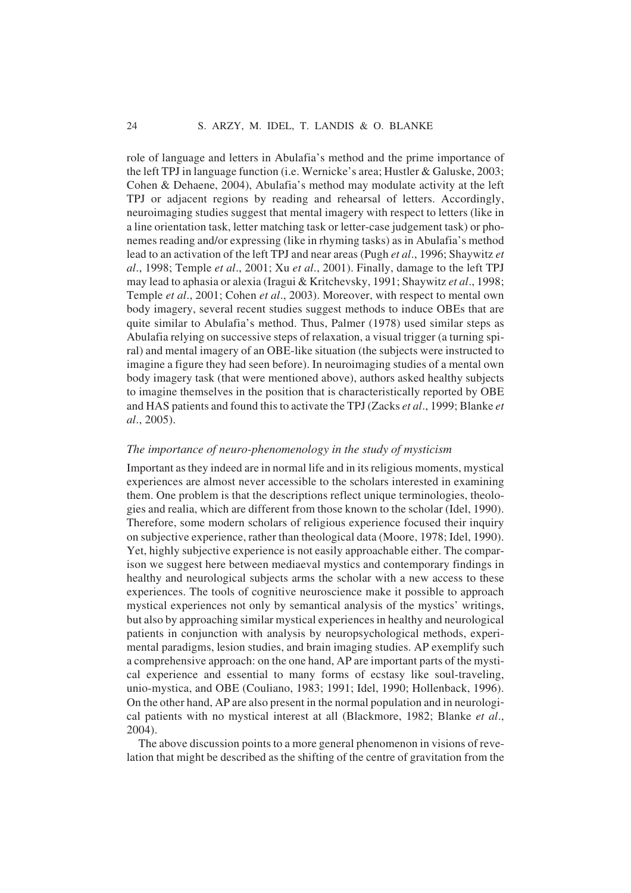role of language and letters in Abulafia's method and the prime importance of the left TPJ in language function (i.e. Wernicke's area; Hustler & Galuske, 2003; Cohen & Dehaene, 2004), Abulafia's method may modulate activity at the left TPJ or adjacent regions by reading and rehearsal of letters. Accordingly, neuroimaging studies suggest that mental imagery with respect to letters (like in a line orientation task, letter matching task or letter-case judgement task) or phonemes reading and/or expressing (like in rhyming tasks) as in Abulafia's method lead to an activation of the left TPJ and near areas (Pugh *et al*., 1996; Shaywitz *et al*., 1998; Temple *et al*., 2001; Xu *et al*., 2001). Finally, damage to the left TPJ may lead to aphasia or alexia (Iragui & Kritchevsky, 1991; Shaywitz *et al*., 1998; Temple *et al*., 2001; Cohen *et al*., 2003). Moreover, with respect to mental own body imagery, several recent studies suggest methods to induce OBEs that are quite similar to Abulafia's method. Thus, Palmer (1978) used similar steps as Abulafia relying on successive steps of relaxation, a visual trigger (a turning spiral) and mental imagery of an OBE-like situation (the subjects were instructed to imagine a figure they had seen before). In neuroimaging studies of a mental own body imagery task (that were mentioned above), authors asked healthy subjects to imagine themselves in the position that is characteristically reported by OBE and HAS patients and found this to activate the TPJ (Zacks *et al*., 1999; Blanke *et al*., 2005).

### *The importance of neuro-phenomenology in the study of mysticism*

Important as they indeed are in normal life and in its religious moments, mystical experiences are almost never accessible to the scholars interested in examining them. One problem is that the descriptions reflect unique terminologies, theologies and realia, which are different from those known to the scholar (Idel, 1990). Therefore, some modern scholars of religious experience focused their inquiry on subjective experience, rather than theological data (Moore, 1978; Idel, 1990). Yet, highly subjective experience is not easily approachable either. The comparison we suggest here between mediaeval mystics and contemporary findings in healthy and neurological subjects arms the scholar with a new access to these experiences. The tools of cognitive neuroscience make it possible to approach mystical experiences not only by semantical analysis of the mystics' writings, but also by approaching similar mystical experiences in healthy and neurological patients in conjunction with analysis by neuropsychological methods, experimental paradigms, lesion studies, and brain imaging studies. AP exemplify such a comprehensive approach: on the one hand, AP are important parts of the mystical experience and essential to many forms of ecstasy like soul-traveling, unio-mystica, and OBE (Couliano, 1983; 1991; Idel, 1990; Hollenback, 1996). On the other hand, AP are also present in the normal population and in neurological patients with no mystical interest at all (Blackmore, 1982; Blanke *et al*., 2004).

The above discussion points to a more general phenomenon in visions of revelation that might be described as the shifting of the centre of gravitation from the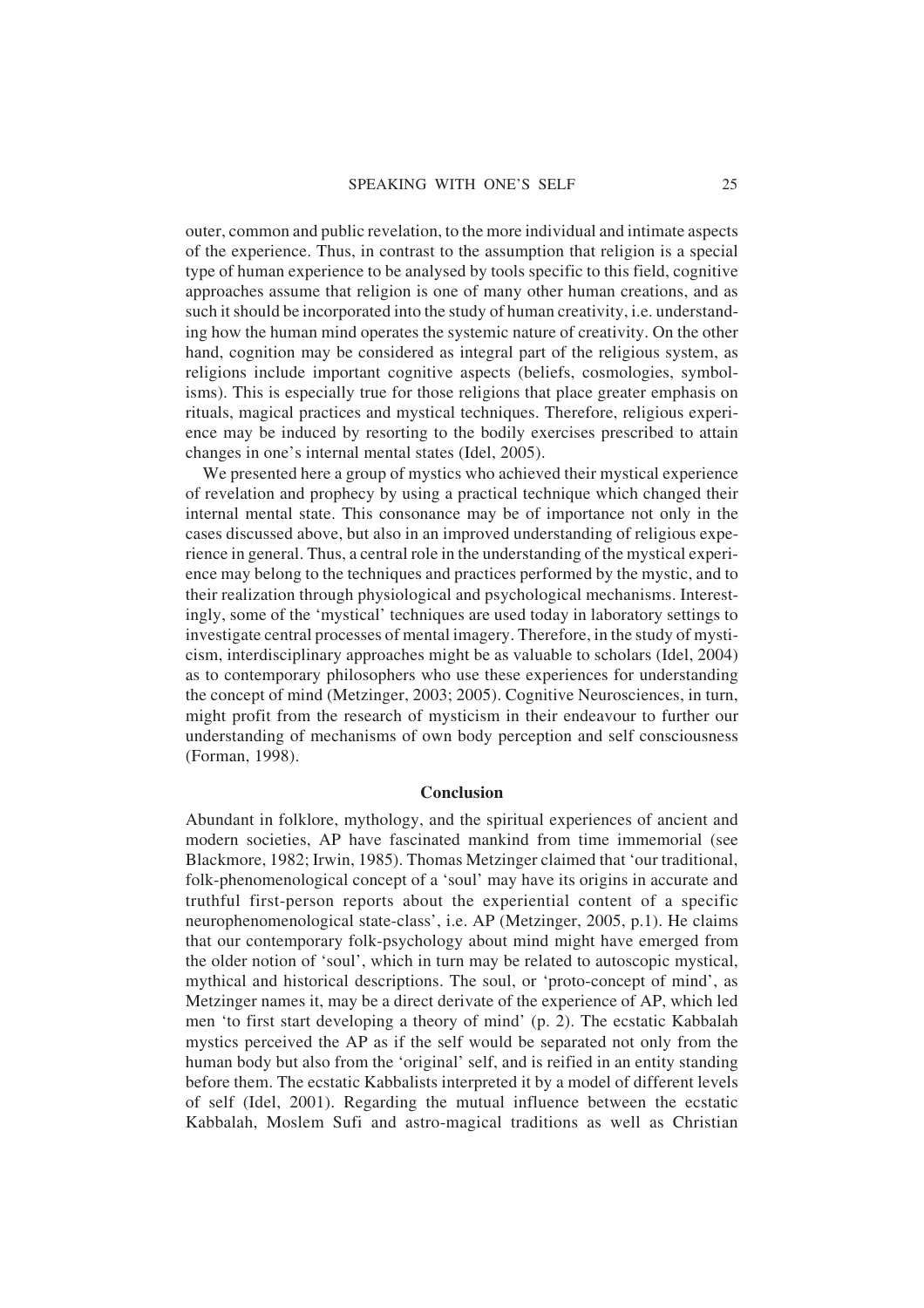outer, common and public revelation, to the more individual and intimate aspects of the experience. Thus, in contrast to the assumption that religion is a special type of human experience to be analysed by tools specific to this field, cognitive approaches assume that religion is one of many other human creations, and as such it should be incorporated into the study of human creativity, i.e. understanding how the human mind operates the systemic nature of creativity. On the other hand, cognition may be considered as integral part of the religious system, as religions include important cognitive aspects (beliefs, cosmologies, symbolisms). This is especially true for those religions that place greater emphasis on rituals, magical practices and mystical techniques. Therefore, religious experience may be induced by resorting to the bodily exercises prescribed to attain changes in one's internal mental states (Idel, 2005).

We presented here a group of mystics who achieved their mystical experience of revelation and prophecy by using a practical technique which changed their internal mental state. This consonance may be of importance not only in the cases discussed above, but also in an improved understanding of religious experience in general. Thus, a central role in the understanding of the mystical experience may belong to the techniques and practices performed by the mystic, and to their realization through physiological and psychological mechanisms. Interestingly, some of the 'mystical' techniques are used today in laboratory settings to investigate central processes of mental imagery. Therefore, in the study of mysticism, interdisciplinary approaches might be as valuable to scholars (Idel, 2004) as to contemporary philosophers who use these experiences for understanding the concept of mind (Metzinger, 2003; 2005). Cognitive Neurosciences, in turn, might profit from the research of mysticism in their endeavour to further our understanding of mechanisms of own body perception and self consciousness (Forman, 1998).

## Conclusion

Abundant in folklore, mythology, and the spiritual experiences of ancient and modern societies, AP have fascinated mankind from time immemorial (see Blackmore, 1982; Irwin, 1985). Thomas Metzinger claimed that 'our traditional, folk-phenomenological concept of a 'soul' may have its origins in accurate and truthful first-person reports about the experiential content of a specific neurophenomenological state-class', i.e. AP (Metzinger, 2005, p.1). He claims that our contemporary folk-psychology about mind might have emerged from the older notion of 'soul', which in turn may be related to autoscopic mystical, mythical and historical descriptions. The soul, or 'proto-concept of mind', as Metzinger names it, may be a direct derivate of the experience of AP, which led men 'to first start developing a theory of mind' (p. 2). The ecstatic Kabbalah mystics perceived the AP as if the self would be separated not only from the human body but also from the 'original' self, and is reified in an entity standing before them. The ecstatic Kabbalists interpreted it by a model of different levels of self (Idel, 2001). Regarding the mutual influence between the ecstatic Kabbalah, Moslem Sufi and astro-magical traditions as well as Christian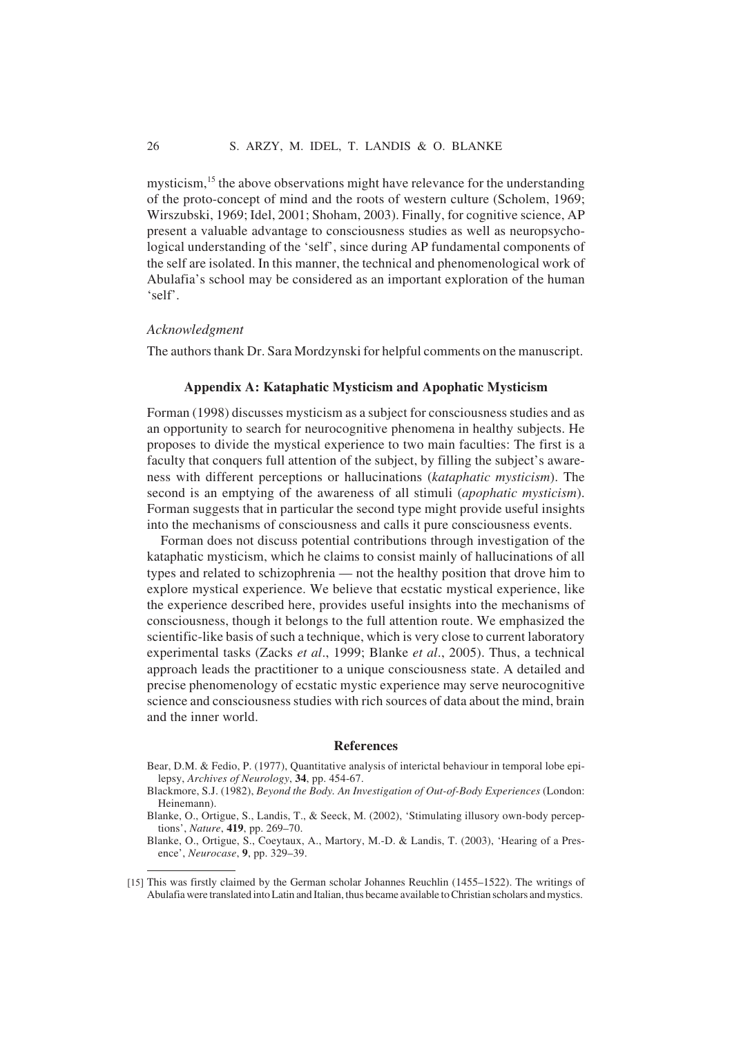mysticism,[15] the above observations might have relevance for the understanding of the proto-concept of mind and the roots of western culture (Scholem, 1969; Wirszubski, 1969; Idel, 2001; Shoham, 2003). Finally, for cognitive science, AP present a valuable advantage to consciousness studies as well as neuropsychological understanding of the 'self', since during AP fundamental components of the self are isolated. In this manner, the technical and phenomenological work of Abulafia's school may be considered as an important exploration of the human 'self'.

### *Acknowledgment*

The authors thank Dr. Sara Mordzynski for helpful comments on the manuscript.

## Appendix A: Kataphatic Mysticism and Apophatic Mysticism

Forman (1998) discusses mysticism as a subject for consciousness studies and as an opportunity to search for neurocognitive phenomena in healthy subjects. He proposes to divide the mystical experience to two main faculties: The first is a faculty that conquers full attention of the subject, by filling the subject's awareness with different perceptions or hallucinations (*kataphatic mysticism*). The second is an emptying of the awareness of all stimuli (*apophatic mysticism*). Forman suggests that in particular the second type might provide useful insights into the mechanisms of consciousness and calls it pure consciousness events.

Forman does not discuss potential contributions through investigation of the kataphatic mysticism, which he claims to consist mainly of hallucinations of all types and related to schizophrenia — not the healthy position that drove him to explore mystical experience. We believe that ecstatic mystical experience, like the experience described here, provides useful insights into the mechanisms of consciousness, though it belongs to the full attention route. We emphasized the scientific-like basis of such a technique, which is very close to current laboratory experimental tasks (Zacks *et al*., 1999; Blanke *et al*., 2005). Thus, a technical approach leads the practitioner to a unique consciousness state. A detailed and precise phenomenology of ecstatic mystic experience may serve neurocognitive science and consciousness studies with rich sources of data about the mind, brain and the inner world.

## References

Bear, D.M. & Fedio, P. (1977), Quantitative analysis of interictal behaviour in temporal lobe epilepsy, *Archives of Neurology*, **34**, pp. 454-67.

Blackmore, S.J. (1982), *Beyond the Body. An Investigation of Out-of-Body Experiences* (London: Heinemann).

Blanke, O., Ortigue, S., Landis, T., & Seeck, M. (2002), 'Stimulating illusory own-body perceptions', *Nature*, **419**, pp. 269–70.

Blanke, O., Ortigue, S., Coeytaux, A., Martory, M.-D. & Landis, T. (2003), 'Hearing of a Presence', *Neurocase*, **9**, pp. 329–39.

---

[15] This was firstly claimed by the German scholar Johannes Reuchlin (1455–1522). The writings of Abulafia were translated into Latin and Italian, thus became available to Christian scholars and mystics.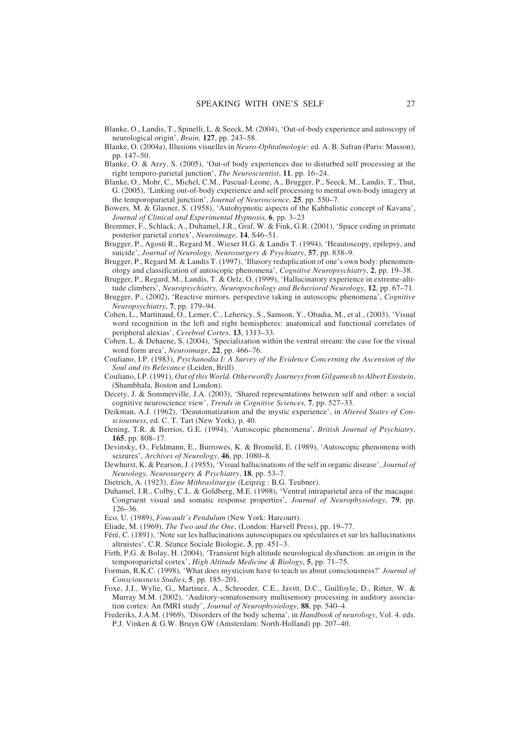Blanke, O., Landis, T., Spinelli, L. & Seeck, M. (2004), 'Out-of-body experience and autoscopy of neurological origin', *Brain,* **127**, pp. 243–58.

Blanke, O. (2004a), Illusions visuelles in *Neuro-Ophtalmologie*: ed. A. B. Safran (Paris: Masson), pp. 147–50.

Blanke, O. & Arzy, S. (2005), 'Out-of body experiences due to disturbed self processing at the right temporo-parietal junction', *The Neuroscientist*, **11**, pp. 16–24.

Blanke, O., Mohr, C., Michel, C.M., Pascual-Leone, A., Brugger, P., Seeck, M., Landis, T., Thut, G. (2005), 'Linking out-of-body experience and self processing to mental own-body imagery at the temporoparietal junction', *Journal of Neuroscience,* **25**, pp. 550–7.

Bowers, M. & Glasner, S. (1958), 'Autohypnotic aspects of the Kabbalistic concept of Kavana', *Journal of Clinical and Experimental Hypnosis,* **6**, pp. 3–23

Bremmer, F., Schlack, A., Duhamel, J.R., Graf, W. & Fink, G.R. (2001), 'Space coding in primate posterior parietal cortex', *Neuroimage*, **14**, S46–51.

Brugger, P., Agosti R., Regard M., Wieser H.G. & Landis T. (1994), 'Heautoscopy, epilepsy, and suicide', *Journal of Neurology, Neurosurgery & Psychiatry*, **57**, pp. 838–9.

Brugger, P., Regard M. & Landis T. (1997), 'Illusory reduplication of one's own body: phenomenology and classification of autoscopic phenomena', *Cognitive Neuropsychiatry*, **2**, pp. 19–38.

Brugger, P., Regard, M., Landis, T. & Oelz, O. (1999), 'Hallucinatory experience in extreme-altitude climbers', *Neuropsychiatry, Neuropsychology and Behavioral Neurology*, **12**, pp. 67–71.

Brugger, P., (2002), 'Reactive mirrors. perspective taking in autoscopic phenomena', *Cognitive Neuropsychiatry*, **7**, pp. 179–94.

Cohen, L., Martinaud, O., Lemer, C., Lehericy, S., Samson, Y., Obadia, M., et al., (2003), 'Visual word recognition in the left and right hemispheres: anatomical and functional correlates of peripheral alexias', *Cerebral Cortex*, **13**, 1313–33.

Cohen, L. & Dehaene, S. (2004), 'Specialization within the ventral stream: the case for the visual word form area', *Neuroimage*, **22**, pp. 466–76.

Couliano, I.P. (1983), *Psychanodia I: A Survey of the Evidence Concerning the Ascension of the Soul and its Relevance* (Leiden, Brill).

Couliano, I.P. (1991), *Out of this World. Otherwordly Journeys from Gilgamesh to Albert Einstein*, (Shambhala, Boston and London).

Decety, J. & Sommerville, J.A. (2003), 'Shared representations between self and other: a social cognitive neuroscience view', *Trends in Cognitive Sciences,* **7**, pp. 527–33.

Deikman, A.J. (1962), 'Deautomatization and the mystic experience', in *Altered States of Consciousness*, ed. C. T. Tart (New York), p. 40.

Dening, T.R. & Berrios, G.E. (1994), 'Autoscopic phenomena', *British Journal of Psychiatry*, **165**, pp. 808–17.

Devinsky, O., Feldmann, E., Burrowes, K. & Bromeld, E. (1989), 'Autoscopic phenomena with seizures', *Archives of Neurology*, **46**, pp. 1080–8.

Dewhurst, K. & Pearson, J. (1955), 'Visual hallucinations of the self in organic disease', *Journal of Neurology, Neurosurgery & Psychiatry*, **18**, pp. 53–7.

Dietrich, A. (1923), *Eine Mithrasliturgie* (Leipzig : B.G. Teubner).

Duhamel, J.R., Colby, C.L. & Goldberg, M.E. (1998), 'Ventral intraparietal area of the macaque. Congruent visual and somatic response properties', *Journal of Neurophysiology*, **79**, pp. 126–36.

Eco, U. (1989), *Foucault's Pendulum* (New York: Harcourt).

Eliade, M. (1969), *The Two and the One*, (London: Harvell Press), pp. 19–77.

Féré, C. (1891), 'Note sur les hallucinations autoscopiques ou spéculaires et sur les hallucinations altruistes', C.R. Séance Sociale Biologie, **3**, pp. 451–3.

Firth, P.G. & Bolay, H. (2004), 'Transient high altitude neurological dysfunction: an origin in the temporoparietal cortex', *High Altitude Medicine & Biology*, **5**, pp. 71–75.

Forman, R.K.C. (1998), 'What does mysticism have to teach us about consciousness?' *Journal of Consciousness Studies*, **5**, pp. 185–201.

Foxe, J.J., Wylie, G., Martinez, A., Schroeder, C.E., Javitt, D.C., Guilfoyle, D., Ritter, W. & Murray M.M. (2002), 'Auditory-somatosensory multisensory processing in auditory association cortex: An fMRI study', *Journal of Neurophysiology*, **88**, pp. 540–4.

Frederiks, J.A.M. (1969), 'Disorders of the body schema', in *Handbook of neurology*, Vol. 4. eds. P.J. Vinken & G.W. Bruyn GW (Amsterdam: North-Holland) pp. 207–40.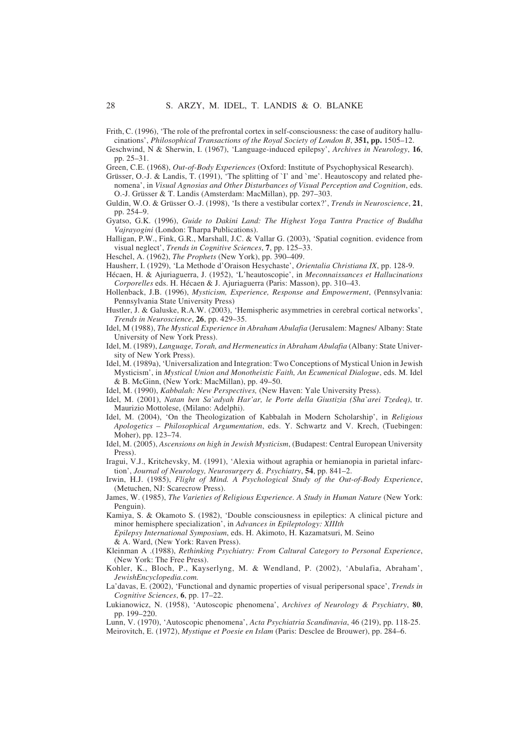Frith, C. (1996), 'The role of the prefrontal cortex in self-consciousness: the case of auditory hallucinations', *Philosophical Transactions of the Royal Society of London B*, **351, pp.** 1505–12.

Geschwind, N & Sherwin, I. (1967), 'Language-induced epilepsy', *Archives in Neurology*, **16**, pp. 25–31.

Green, C.E. (1968), *Out-of-Body Experiences* (Oxford: Institute of Psychophysical Research).

Grüsser, O.-J. & Landis, T. (1991), 'The splitting of `I' and `me'. Heautoscopy and related phenomena', in *Visual Agnosias and Other Disturbances of Visual Perception and Cognition*, eds. O.-J. Grüsser & T. Landis (Amsterdam: MacMillan), pp. 297–303.

Guldin, W.O. & Grüsser O.-J. (1998), 'Is there a vestibular cortex?', *Trends in Neuroscience*, **21**, pp. 254–9.

Gyatso, G.K. (1996), *Guide to Dakini Land: The Highest Yoga Tantra Practice of Buddha Vajrayogini* (London: Tharpa Publications).

Halligan, P.W., Fink, G.R., Marshall, J.C. & Vallar G. (2003), 'Spatial cognition. evidence from visual neglect', *Trends in Cognitive Sciences*, **7**, pp. 125–33.

Heschel, A. (1962), *The Prophets* (New York), pp. 390–409.

Hausherr, I. (1929), 'La Methode d'Oraison Hesychaste', *Orientalia Christiana IX*, pp. 128-9.

Hécaen, H. & Ajuriaguerra, J. (1952), 'L'heautoscopie', in *Meconnaissances et Hallucinations Corporelles* eds. H. Hécaen & J. Ajuriaguerra (Paris: Masson), pp. 310–43.

Hollenback, J.B. (1996), *Mysticism, Experience, Response and Empowerment*, (Pennsylvania: Pennsylvania State University Press)

Hustler, J. & Galuske, R.A.W. (2003), 'Hemispheric asymmetries in cerebral cortical networks', *Trends in Neuroscience*, **26**, pp. 429–35.

Idel, M (1988), *The Mystical Experience in Abraham Abulafia* (Jerusalem: Magnes/ Albany: State University of New York Press).

Idel, M. (1989), *Language, Torah, and Hermeneutics in Abraham Abulafia* (Albany: State University of New York Press).

Idel, M. (1989a), 'Universalization and Integration: Two Conceptions of Mystical Union in Jewish Mysticism', in *Mystical Union and Monotheistic Faith, An Ecumenical Dialogue*, eds. M. Idel & B. McGinn, (New York: MacMillan), pp. 49–50.

Idel, M. (1990), *Kabbalah: New Perspectives,* (New Haven: Yale University Press).

Idel, M. (2001), *Natan ben Sa`adyah Har'ar, le Porte della Giustizia (Sha`arei Tzedeq)*, tr. Maurizio Mottolese, (Milano: Adelphi).

Idel, M. (2004), 'On the Theologization of Kabbalah in Modern Scholarship', in *Religious Apologetics – Philosophical Argumentation*, eds. Y. Schwartz and V. Krech, (Tuebingen: Moher), pp. 123–74.

Idel, M. (2005), *Ascensions on high in Jewish Mysticism*, (Budapest: Central European University Press).

Iragui, V.J., Kritchevsky, M. (1991), 'Alexia without agraphia or hemianopia in parietal infarction', *Journal of Neurology, Neurosurgery &. Psychiatry*, **54**, pp. 841–2.

Irwin, H.J. (1985), *Flight of Mind. A Psychological Study of the Out-of-Body Experience*, (Metuchen, NJ: Scarecrow Press).

James, W. (1985), *The Varieties of Religious Experience. A Study in Human Nature* (New York: Penguin).

Kamiya, S. & Okamoto S. (1982), 'Double consciousness in epileptics: A clinical picture and minor hemisphere specialization', in *Advances in Epileptology: XIIIth Epilepsy International Symposium*, eds. H. Akimoto, H. Kazamatsuri, M. Seino & A. Ward, (New York: Raven Press).

Kleinman A .(1988), *Rethinking Psychiatry: From Cultural Category to Personal Experience*, (New York: The Free Press).

Kohler, K., Bloch, P., Kayserlyng, M. & Wendland, P. (2002), 'Abulafia, Abraham', *JewishEncyclopedia.com.*

La'davas, E. (2002), 'Functional and dynamic properties of visual peripersonal space', *Trends in Cognitive Sciences*, **6**, pp. 17–22.

Lukianowicz, N. (1958), 'Autoscopic phenomena', *Archives of Neurology & Psychiatry*, **80**, pp. 199–220.

Lunn, V. (1970), 'Autoscopic phenomena', *Acta Psychiatria Scandinavia*, 46 (219), pp. 118-25.

Meirovitch, E. (1972), *Mystique et Poesie en Islam* (Paris: Desclee de Brouwer), pp. 284–6.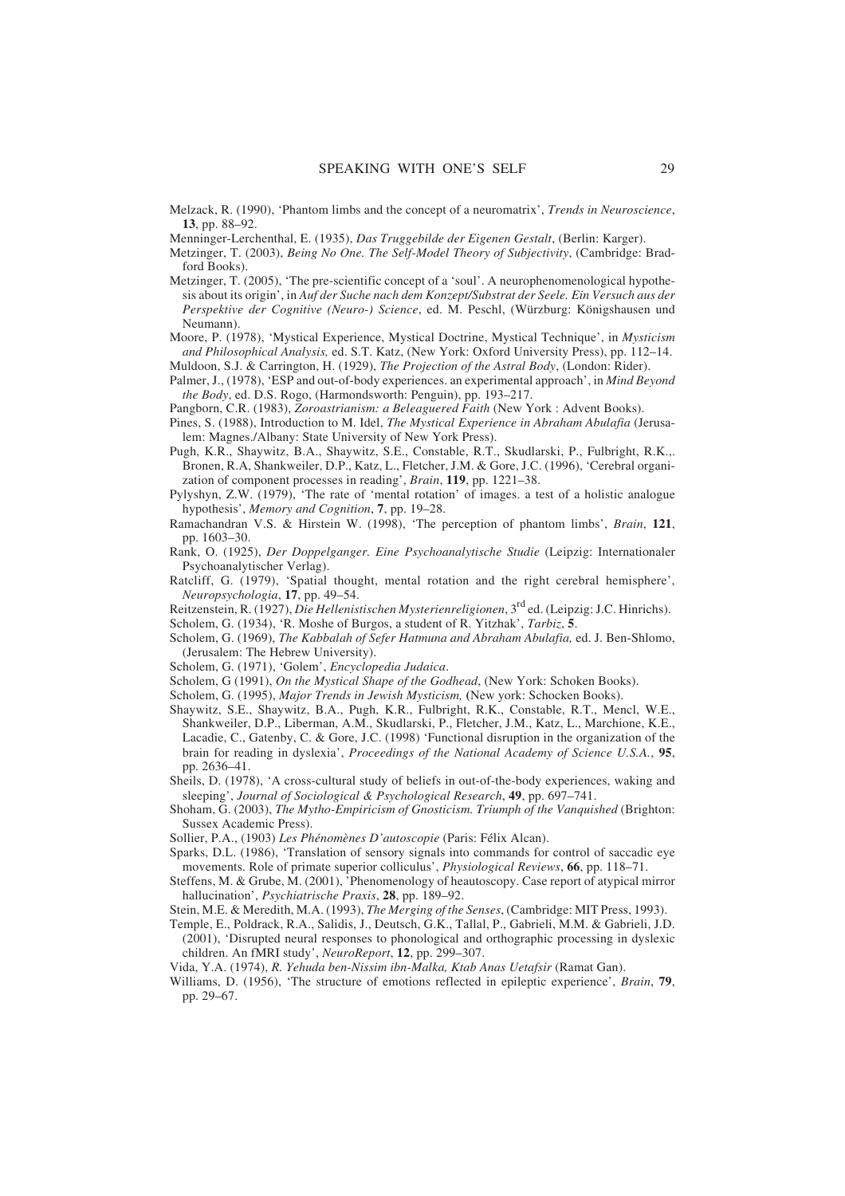Melzack, R. (1990), 'Phantom limbs and the concept of a neuromatrix', *Trends in Neuroscience*, **13**, pp. 88–92.

Menninger-Lerchenthal, E. (1935), *Das Truggebilde der Eigenen Gestalt*, (Berlin: Karger).

Metzinger, T. (2003), *Being No One. The Self-Model Theory of Subjectivity*, (Cambridge: Bradford Books).

Metzinger, T. (2005), 'The pre-scientific concept of a 'soul'. A neurophenomenological hypothesis about its origin', in *Auf der Suche nach dem Konzept/Substrat der Seele. Ein Versuch aus der Perspektive der Cognitive (Neuro-) Science*, ed. M. Peschl, (Würzburg: Königshausen und Neumann).

Moore, P. (1978), 'Mystical Experience, Mystical Doctrine, Mystical Technique', in *Mysticism and Philosophical Analysis,* ed. S.T. Katz, (New York: Oxford University Press), pp. 112–14.

Muldoon, S.J. & Carrington, H. (1929), *The Projection of the Astral Body*, (London: Rider).

Palmer, J., (1978), 'ESP and out-of-body experiences. an experimental approach', in *Mind Beyond the Body*, ed. D.S. Rogo, (Harmondsworth: Penguin), pp. 193–217.

Pangborn, C.R. (1983), *Zoroastrianism: a Beleaguered Faith* (New York : Advent Books).

Pines, S. (1988), Introduction to M. Idel, *The Mystical Experience in Abraham Abulafia* (Jerusalem: Magnes./Albany: State University of New York Press).

Pugh, K.R., Shaywitz, B.A., Shaywitz, S.E., Constable, R.T., Skudlarski, P., Fulbright, R.K.,. Bronen, R.A, Shankweiler, D.P., Katz, L., Fletcher, J.M. & Gore, J.C. (1996), 'Cerebral organization of component processes in reading', *Brain*, **119**, pp. 1221–38.

Pylyshyn, Z.W. (1979), 'The rate of 'mental rotation' of images. a test of a holistic analogue hypothesis', *Memory and Cognition*, **7**, pp. 19–28.

Ramachandran V.S. & Hirstein W. (1998), 'The perception of phantom limbs', *Brain*, **121**, pp. 1603–30.

Rank, O. (1925), *Der Doppelganger. Eine Psychoanalytische Studie* (Leipzig: Internationaler Psychoanalytischer Verlag).

Ratcliff, G. (1979), 'Spatial thought, mental rotation and the right cerebral hemisphere', *Neuropsychologia*, **17**, pp. 49–54.

Reitzenstein, R. (1927), *Die Hellenistischen Mysterienreligionen*, 3rd ed. (Leipzig: J.C. Hinrichs).

Scholem, G. (1934), 'R. Moshe of Burgos, a student of R. Yitzhak', *Tarbiz*, **5**.

Scholem, G. (1969), *The Kabbalah of Sefer Hatmuna and Abraham Abulafia,* ed. J. Ben-Shlomo, (Jerusalem: The Hebrew University).

Scholem, G. (1971), 'Golem', *Encyclopedia Judaica*.

Scholem, G (1991), *On the Mystical Shape of the Godhead*, (New York: Schoken Books).

Scholem, G. (1995), *Major Trends in Jewish Mysticism,* (New york: Schocken Books).

Shaywitz, S.E., Shaywitz, B.A., Pugh, K.R., Fulbright, R.K., Constable, R.T., Mencl, W.E., Shankweiler, D.P., Liberman, A.M., Skudlarski, P., Fletcher, J.M., Katz, L., Marchione, K.E., Lacadie, C., Gatenby, C. & Gore, J.C. (1998) 'Functional disruption in the organization of the brain for reading in dyslexia', *Proceedings of the National Academy of Science U.S.A.*, **95**, pp. 2636–41.

Sheils, D. (1978), 'A cross-cultural study of beliefs in out-of-the-body experiences, waking and sleeping', *Journal of Sociological & Psychological Research*, **49**, pp. 697–741.

Shoham, G. (2003), *The Mytho-Empiricism of Gnosticism. Triumph of the Vanquished* (Brighton: Sussex Academic Press).

Sollier, P.A., (1903) *Les Phénomènes D'autoscopie* (Paris: Félix Alcan).

Sparks, D.L. (1986), 'Translation of sensory signals into commands for control of saccadic eye movements. Role of primate superior colliculus', *Physiological Reviews*, **66**, pp. 118–71.

Steffens, M. & Grube, M. (2001), 'Phenomenology of heautoscopy. Case report of atypical mirror hallucination', *Psychiatrische Praxis*, **28**, pp. 189–92.

Stein, M.E. & Meredith, M.A. (1993), *The Merging of the Senses*, (Cambridge: MIT Press, 1993).

Temple, E., Poldrack, R.A., Salidis, J., Deutsch, G.K., Tallal, P., Gabrieli, M.M. & Gabrieli, J.D. (2001), 'Disrupted neural responses to phonological and orthographic processing in dyslexic children. An fMRI study', *NeuroReport*, **12**, pp. 299–307.

Vida, Y.A. (1974), *R. Yehuda ben-Nissim ibn-Malka, Ktab Anas Uetafsir* (Ramat Gan).

Williams, D. (1956), 'The structure of emotions reflected in epileptic experience', *Brain*, **79**, pp. 29–67.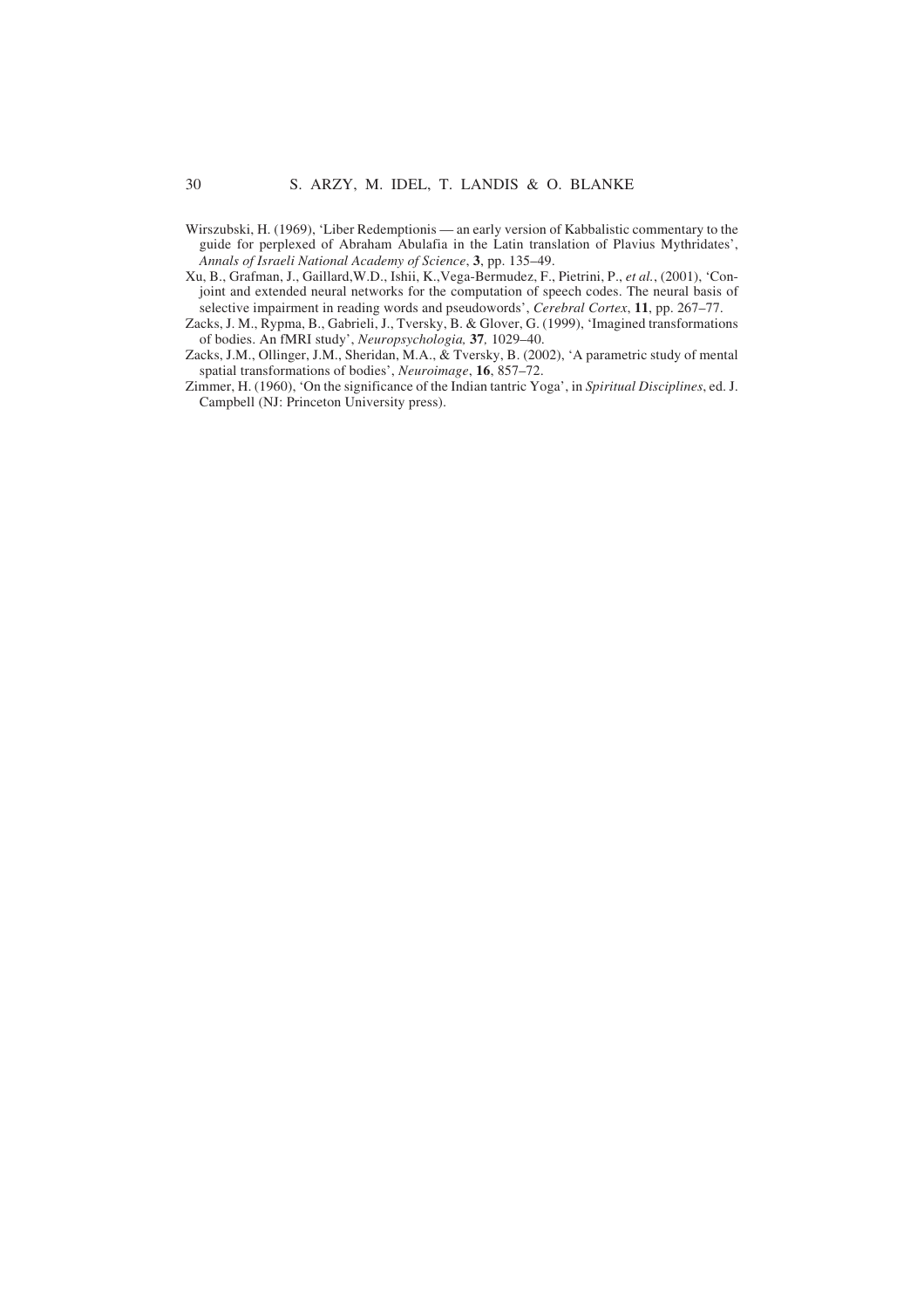Wirszubski, H. (1969), 'Liber Redemptionis — an early version of Kabbalistic commentary to the guide for perplexed of Abraham Abulafia in the Latin translation of Plavius Mythridates', *Annals of Israeli National Academy of Science*, **3**, pp. 135–49.

Xu, B., Grafman, J., Gaillard,W.D., Ishii, K.,Vega-Bermudez, F., Pietrini, P., *et al.*, (2001), 'Conjoint and extended neural networks for the computation of speech codes. The neural basis of selective impairment in reading words and pseudowords', *Cerebral Cortex*, **11**, pp. 267–77.

Zacks, J. M., Rypma, B., Gabrieli, J., Tversky, B. & Glover, G. (1999), 'Imagined transformations of bodies. An fMRI study', *Neuropsychologia,* **37***,* 1029–40*.*

Zacks, J.M., Ollinger, J.M., Sheridan, M.A., & Tversky, B. (2002), 'A parametric study of mental spatial transformations of bodies', *Neuroimage*, **16**, 857–72.

Zimmer, H. (1960), 'On the significance of the Indian tantric Yoga', in *Spiritual Disciplines*, ed. J. Campbell (NJ: Princeton University press).